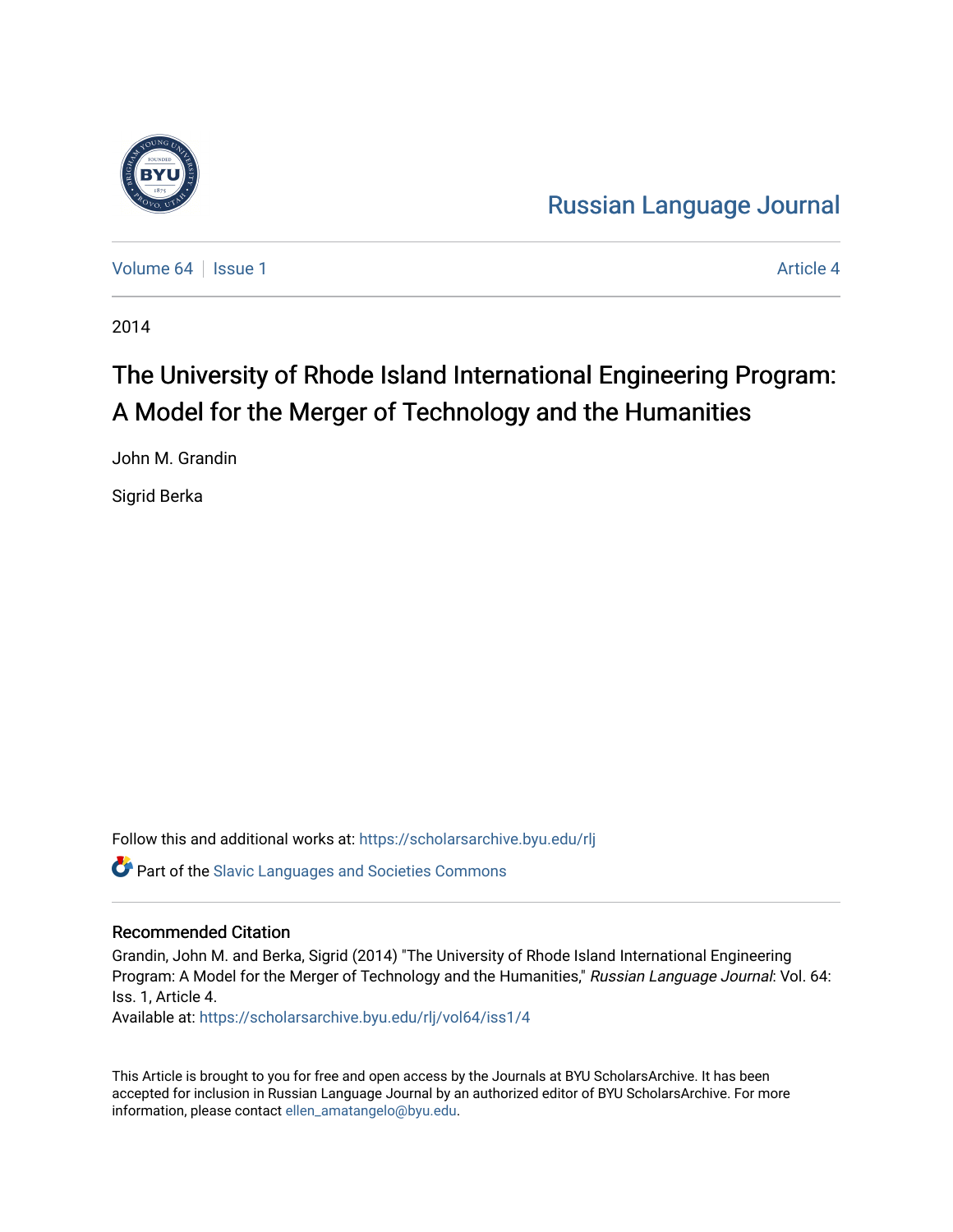Russian Language Journal

Volume 64 | Issue 1 | Article 4

2014

# The University of Rhode Island International Engineering Program: A Model for the Merger of Technology and the Humanities

John M. Grandin

Sigrid Berka

Follow this and additional works at: https://scholarsarchive.byu.edu/rlj

Part of the Slavic Languages and Societies Commons

## Recommended Citation

Grandin, John M. and Berka, Sigrid (2014) "The University of Rhode Island International Engineering Program: A Model for the Merger of Technology and the Humanities," *Russian Language Journal*: Vol. 64: Iss. 1, Article 4.

Available at: https://scholarsarchive.byu.edu/rlj/vol64/iss1/4

This Article is brought to you for free and open access by the Journals at BYU ScholarsArchive. It has been accepted for inclusion in Russian Language Journal by an authorized editor of BYU ScholarsArchive. For more information, please contact ellen_amatangelo@byu.edu.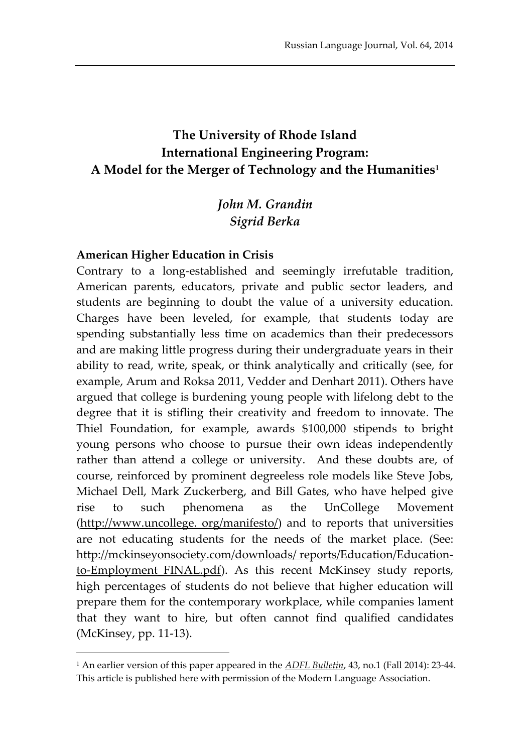# The University of Rhode Island International Engineering Program: A Model for the Merger of Technology and the Humanities[1]

*John M. Grandin*
*Sigrid Berka*

**American Higher Education in Crisis**

Contrary to a long-established and seemingly irrefutable tradition, American parents, educators, private and public sector leaders, and students are beginning to doubt the value of a university education. Charges have been leveled, for example, that students today are spending substantially less time on academics than their predecessors and are making little progress during their undergraduate years in their ability to read, write, speak, or think analytically and critically (see, for example, Arum and Roksa 2011, Vedder and Denhart 2011). Others have argued that college is burdening young people with lifelong debt to the degree that it is stifling their creativity and freedom to innovate. The Thiel Foundation, for example, awards $100,000 stipends to bright young persons who choose to pursue their own ideas independently rather than attend a college or university. And these doubts are, of course, reinforced by prominent degreeless role models like Steve Jobs, Michael Dell, Mark Zuckerberg, and Bill Gates, who have helped give rise to such phenomena as the UnCollege Movement (http://www.uncollege. org/manifesto/) and to reports that universities are not educating students for the needs of the market place. (See: http://mckinseyonsociety.com/downloads/ reports/Education/Education-to-Employment_FINAL.pdf). As this recent McKinsey study reports, high percentages of students do not believe that higher education will prepare them for the contemporary workplace, while companies lament that they want to hire, but often cannot find qualified candidates (McKinsey, pp. 11-13).

---

[1] An earlier version of this paper appeared in the *ADFL Bulletin*, 43, no.1 (Fall 2014): 23-44. This article is published here with permission of the Modern Language Association.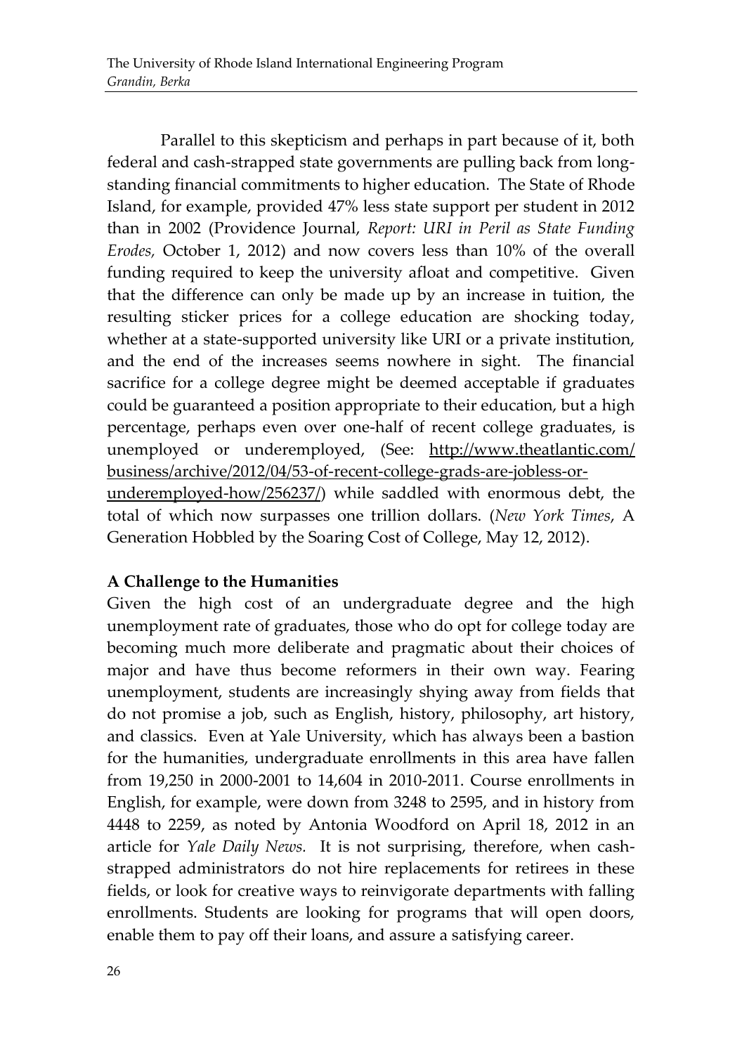Parallel to this skepticism and perhaps in part because of it, both federal and cash-strapped state governments are pulling back from long-standing financial commitments to higher education. The State of Rhode Island, for example, provided 47% less state support per student in 2012 than in 2002 (Providence Journal, *Report: URI in Peril as State Funding Erodes,* October 1, 2012) and now covers less than 10% of the overall funding required to keep the university afloat and competitive. Given that the difference can only be made up by an increase in tuition, the resulting sticker prices for a college education are shocking today, whether at a state-supported university like URI or a private institution, and the end of the increases seems nowhere in sight. The financial sacrifice for a college degree might be deemed acceptable if graduates could be guaranteed a position appropriate to their education, but a high percentage, perhaps even over one-half of recent college graduates, is unemployed or underemployed, (See: http://www.theatlantic.com/business/archive/2012/04/53-of-recent-college-grads-are-jobless-or-underemployed-how/256237/) while saddled with enormous debt, the total of which now surpasses one trillion dollars. (*New York Times*, A Generation Hobbled by the Soaring Cost of College, May 12, 2012).

**A Challenge to the Humanities**

Given the high cost of an undergraduate degree and the high unemployment rate of graduates, those who do opt for college today are becoming much more deliberate and pragmatic about their choices of major and have thus become reformers in their own way. Fearing unemployment, students are increasingly shying away from fields that do not promise a job, such as English, history, philosophy, art history, and classics. Even at Yale University, which has always been a bastion for the humanities, undergraduate enrollments in this area have fallen from 19,250 in 2000-2001 to 14,604 in 2010-2011. Course enrollments in English, for example, were down from 3248 to 2595, and in history from 4448 to 2259, as noted by Antonia Woodford on April 18, 2012 in an article for *Yale Daily News.* It is not surprising, therefore, when cash-strapped administrators do not hire replacements for retirees in these fields, or look for creative ways to reinvigorate departments with falling enrollments. Students are looking for programs that will open doors, enable them to pay off their loans, and assure a satisfying career.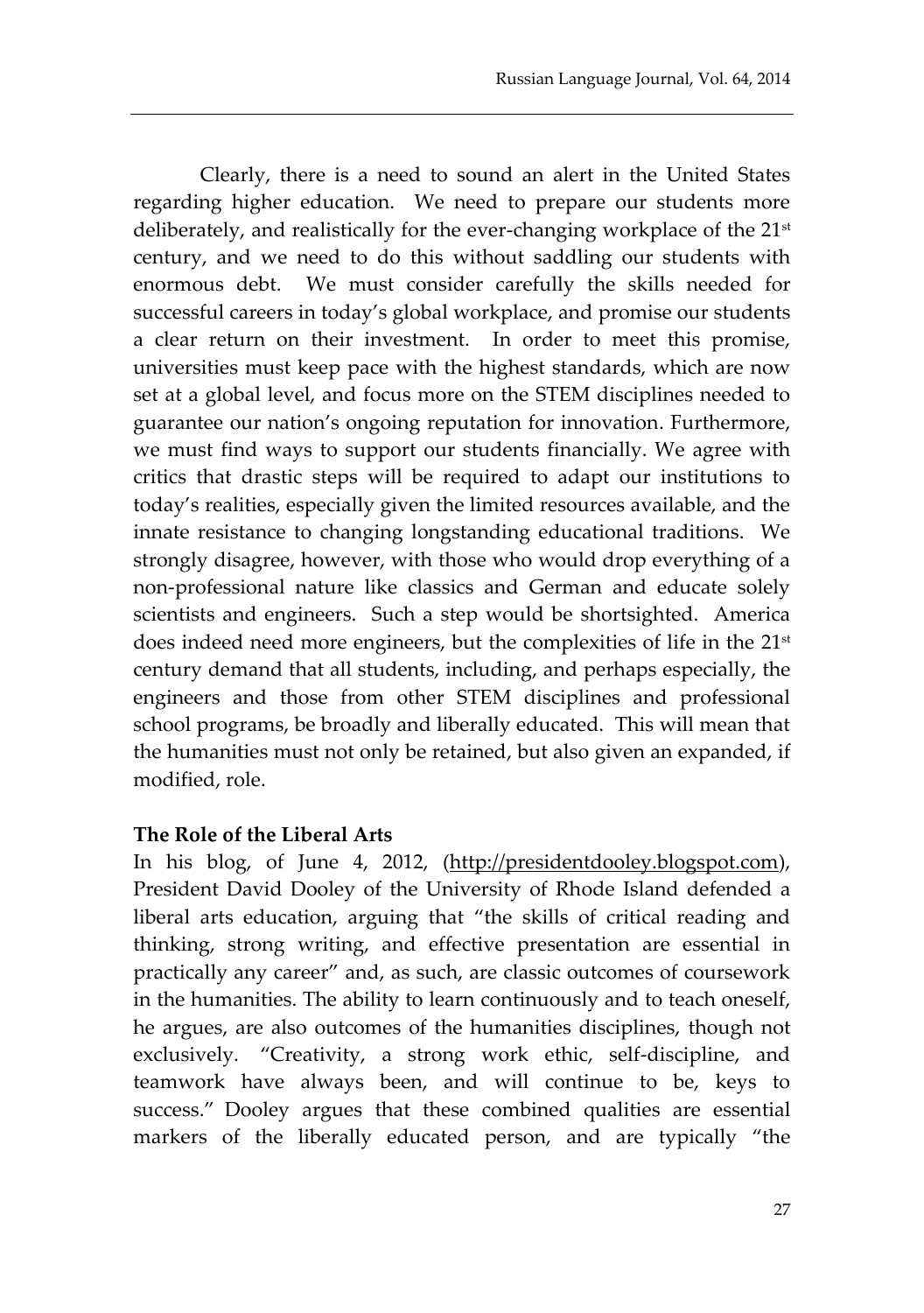Clearly, there is a need to sound an alert in the United States regarding higher education. We need to prepare our students more deliberately, and realistically for the ever-changing workplace of the 21st century, and we need to do this without saddling our students with enormous debt. We must consider carefully the skills needed for successful careers in today's global workplace, and promise our students a clear return on their investment. In order to meet this promise, universities must keep pace with the highest standards, which are now set at a global level, and focus more on the STEM disciplines needed to guarantee our nation's ongoing reputation for innovation. Furthermore, we must find ways to support our students financially. We agree with critics that drastic steps will be required to adapt our institutions to today's realities, especially given the limited resources available, and the innate resistance to changing longstanding educational traditions. We strongly disagree, however, with those who would drop everything of a non-professional nature like classics and German and educate solely scientists and engineers. Such a step would be shortsighted. America does indeed need more engineers, but the complexities of life in the 21st century demand that all students, including, and perhaps especially, the engineers and those from other STEM disciplines and professional school programs, be broadly and liberally educated. This will mean that the humanities must not only be retained, but also given an expanded, if modified, role.

**The Role of the Liberal Arts**

In his blog, of June 4, 2012, (http://presidentdooley.blogspot.com), President David Dooley of the University of Rhode Island defended a liberal arts education, arguing that "the skills of critical reading and thinking, strong writing, and effective presentation are essential in practically any career" and, as such, are classic outcomes of coursework in the humanities. The ability to learn continuously and to teach oneself, he argues, are also outcomes of the humanities disciplines, though not exclusively. "Creativity, a strong work ethic, self-discipline, and teamwork have always been, and will continue to be, keys to success." Dooley argues that these combined qualities are essential markers of the liberally educated person, and are typically "the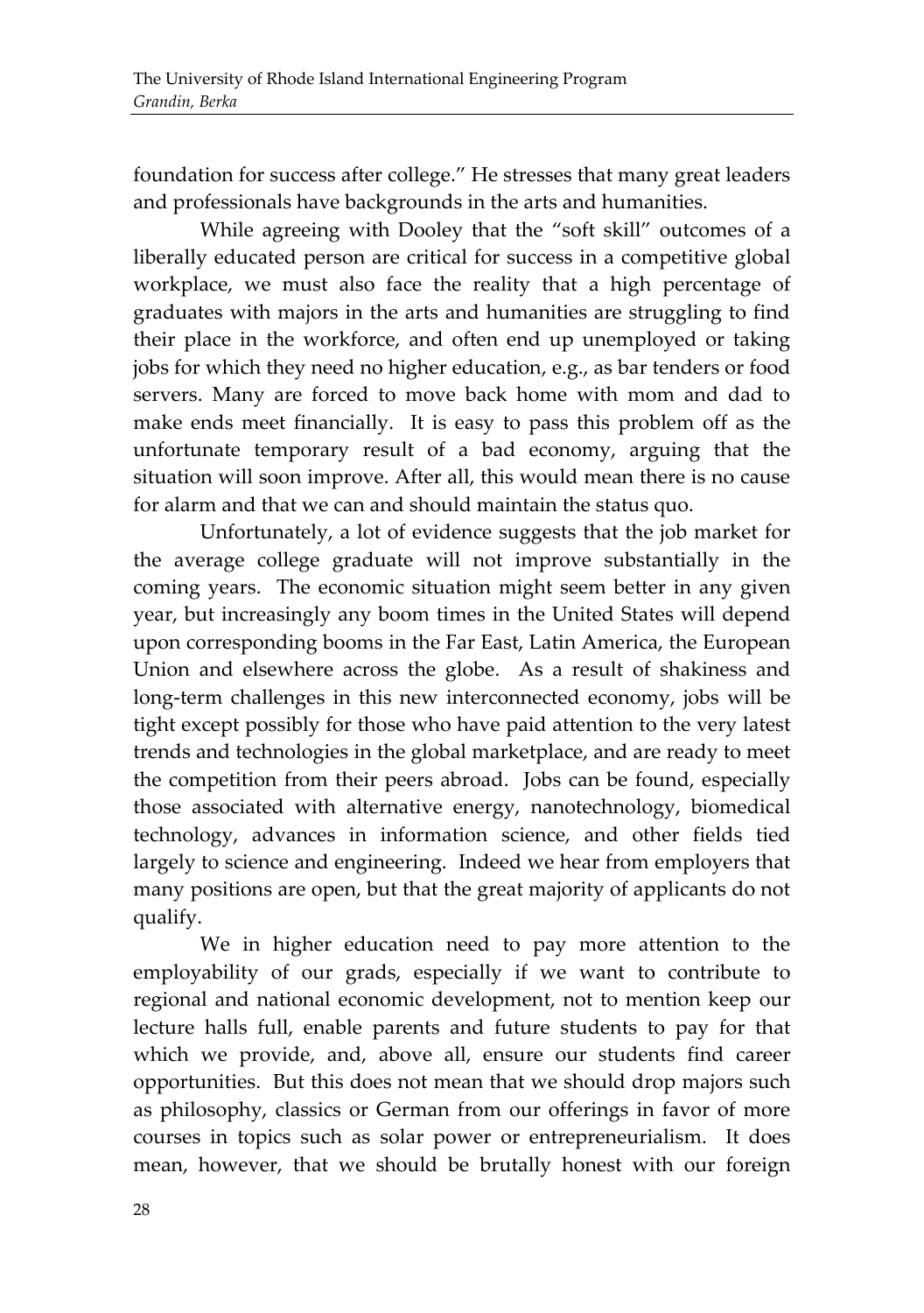foundation for success after college." He stresses that many great leaders and professionals have backgrounds in the arts and humanities.

While agreeing with Dooley that the "soft skill" outcomes of a liberally educated person are critical for success in a competitive global workplace, we must also face the reality that a high percentage of graduates with majors in the arts and humanities are struggling to find their place in the workforce, and often end up unemployed or taking jobs for which they need no higher education, e.g., as bar tenders or food servers. Many are forced to move back home with mom and dad to make ends meet financially. It is easy to pass this problem off as the unfortunate temporary result of a bad economy, arguing that the situation will soon improve. After all, this would mean there is no cause for alarm and that we can and should maintain the status quo.

Unfortunately, a lot of evidence suggests that the job market for the average college graduate will not improve substantially in the coming years. The economic situation might seem better in any given year, but increasingly any boom times in the United States will depend upon corresponding booms in the Far East, Latin America, the European Union and elsewhere across the globe. As a result of shakiness and long-term challenges in this new interconnected economy, jobs will be tight except possibly for those who have paid attention to the very latest trends and technologies in the global marketplace, and are ready to meet the competition from their peers abroad. Jobs can be found, especially those associated with alternative energy, nanotechnology, biomedical technology, advances in information science, and other fields tied largely to science and engineering. Indeed we hear from employers that many positions are open, but that the great majority of applicants do not qualify.

We in higher education need to pay more attention to the employability of our grads, especially if we want to contribute to regional and national economic development, not to mention keep our lecture halls full, enable parents and future students to pay for that which we provide, and, above all, ensure our students find career opportunities. But this does not mean that we should drop majors such as philosophy, classics or German from our offerings in favor of more courses in topics such as solar power or entrepreneurialism. It does mean, however, that we should be brutally honest with our foreign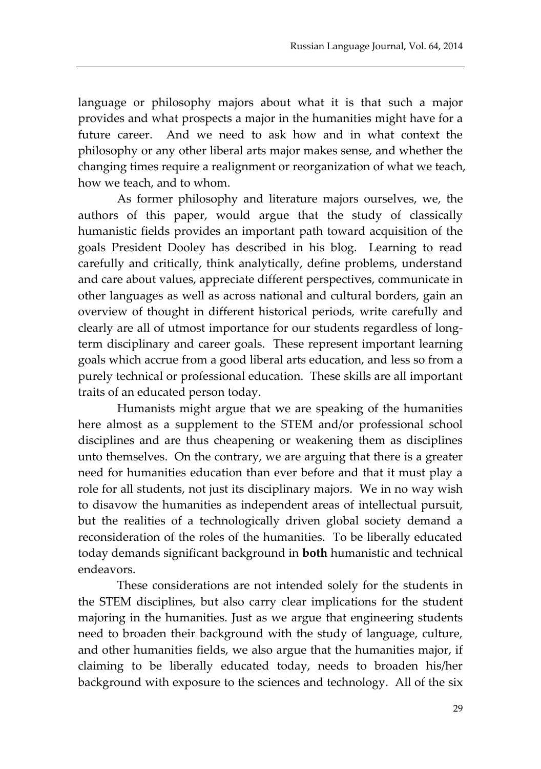language or philosophy majors about what it is that such a major provides and what prospects a major in the humanities might have for a future career. And we need to ask how and in what context the philosophy or any other liberal arts major makes sense, and whether the changing times require a realignment or reorganization of what we teach, how we teach, and to whom.

As former philosophy and literature majors ourselves, we, the authors of this paper, would argue that the study of classically humanistic fields provides an important path toward acquisition of the goals President Dooley has described in his blog. Learning to read carefully and critically, think analytically, define problems, understand and care about values, appreciate different perspectives, communicate in other languages as well as across national and cultural borders, gain an overview of thought in different historical periods, write carefully and clearly are all of utmost importance for our students regardless of long-term disciplinary and career goals. These represent important learning goals which accrue from a good liberal arts education, and less so from a purely technical or professional education. These skills are all important traits of an educated person today.

Humanists might argue that we are speaking of the humanities here almost as a supplement to the STEM and/or professional school disciplines and are thus cheapening or weakening them as disciplines unto themselves. On the contrary, we are arguing that there is a greater need for humanities education than ever before and that it must play a role for all students, not just its disciplinary majors. We in no way wish to disavow the humanities as independent areas of intellectual pursuit, but the realities of a technologically driven global society demand a reconsideration of the roles of the humanities. To be liberally educated today demands significant background in **both** humanistic and technical endeavors.

These considerations are not intended solely for the students in the STEM disciplines, but also carry clear implications for the student majoring in the humanities. Just as we argue that engineering students need to broaden their background with the study of language, culture, and other humanities fields, we also argue that the humanities major, if claiming to be liberally educated today, needs to broaden his/her background with exposure to the sciences and technology. All of the six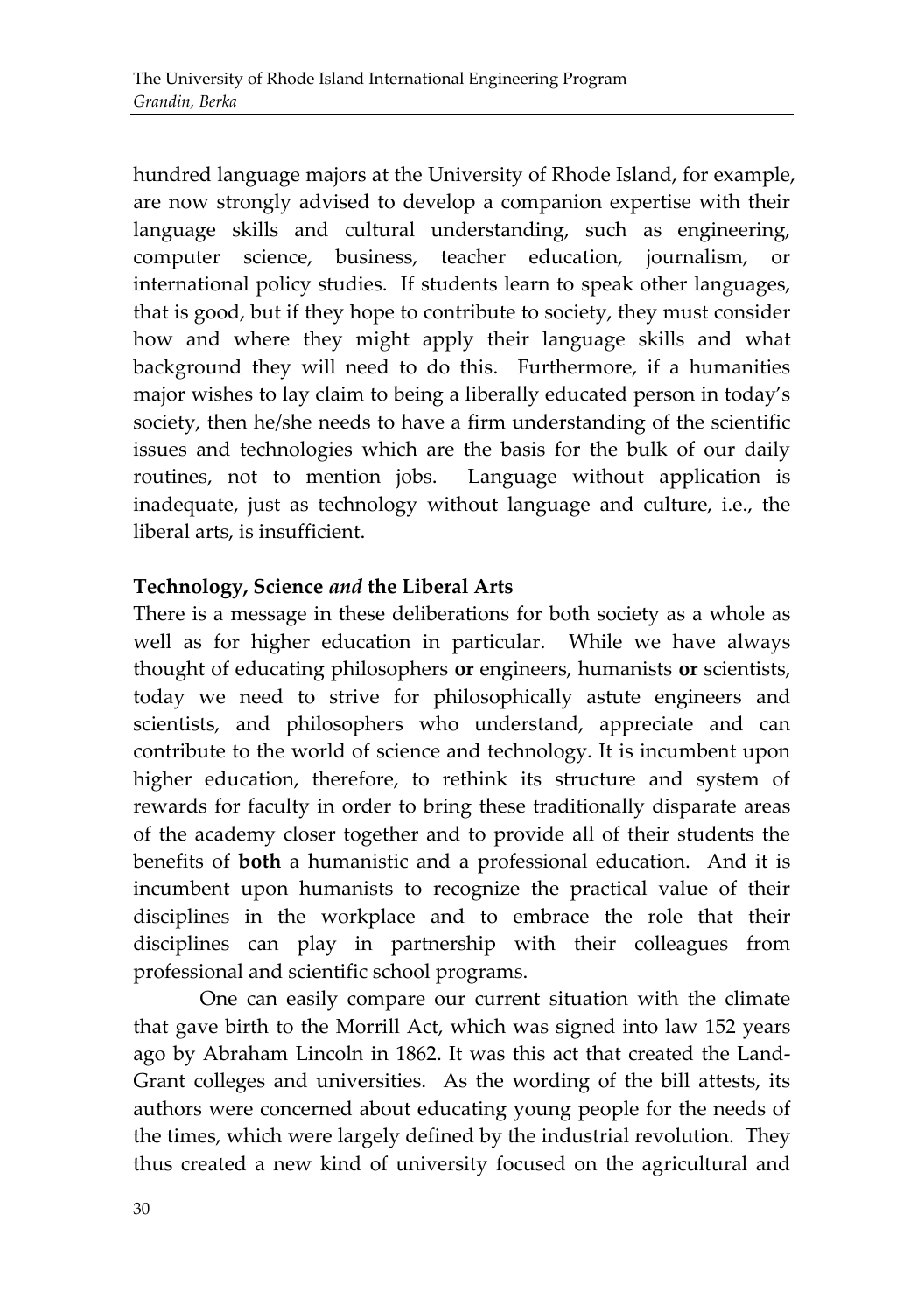hundred language majors at the University of Rhode Island, for example, are now strongly advised to develop a companion expertise with their language skills and cultural understanding, such as engineering, computer science, business, teacher education, journalism, or international policy studies. If students learn to speak other languages, that is good, but if they hope to contribute to society, they must consider how and where they might apply their language skills and what background they will need to do this. Furthermore, if a humanities major wishes to lay claim to being a liberally educated person in today's society, then he/she needs to have a firm understanding of the scientific issues and technologies which are the basis for the bulk of our daily routines, not to mention jobs. Language without application is inadequate, just as technology without language and culture, i.e., the liberal arts, is insufficient.

### Technology, Science *and* the Liberal Arts

There is a message in these deliberations for both society as a whole as well as for higher education in particular. While we have always thought of educating philosophers **or** engineers, humanists **or** scientists, today we need to strive for philosophically astute engineers and scientists, and philosophers who understand, appreciate and can contribute to the world of science and technology. It is incumbent upon higher education, therefore, to rethink its structure and system of rewards for faculty in order to bring these traditionally disparate areas of the academy closer together and to provide all of their students the benefits of **both** a humanistic and a professional education. And it is incumbent upon humanists to recognize the practical value of their disciplines in the workplace and to embrace the role that their disciplines can play in partnership with their colleagues from professional and scientific school programs.

One can easily compare our current situation with the climate that gave birth to the Morrill Act, which was signed into law 152 years ago by Abraham Lincoln in 1862. It was this act that created the Land-Grant colleges and universities. As the wording of the bill attests, its authors were concerned about educating young people for the needs of the times, which were largely defined by the industrial revolution. They thus created a new kind of university focused on the agricultural and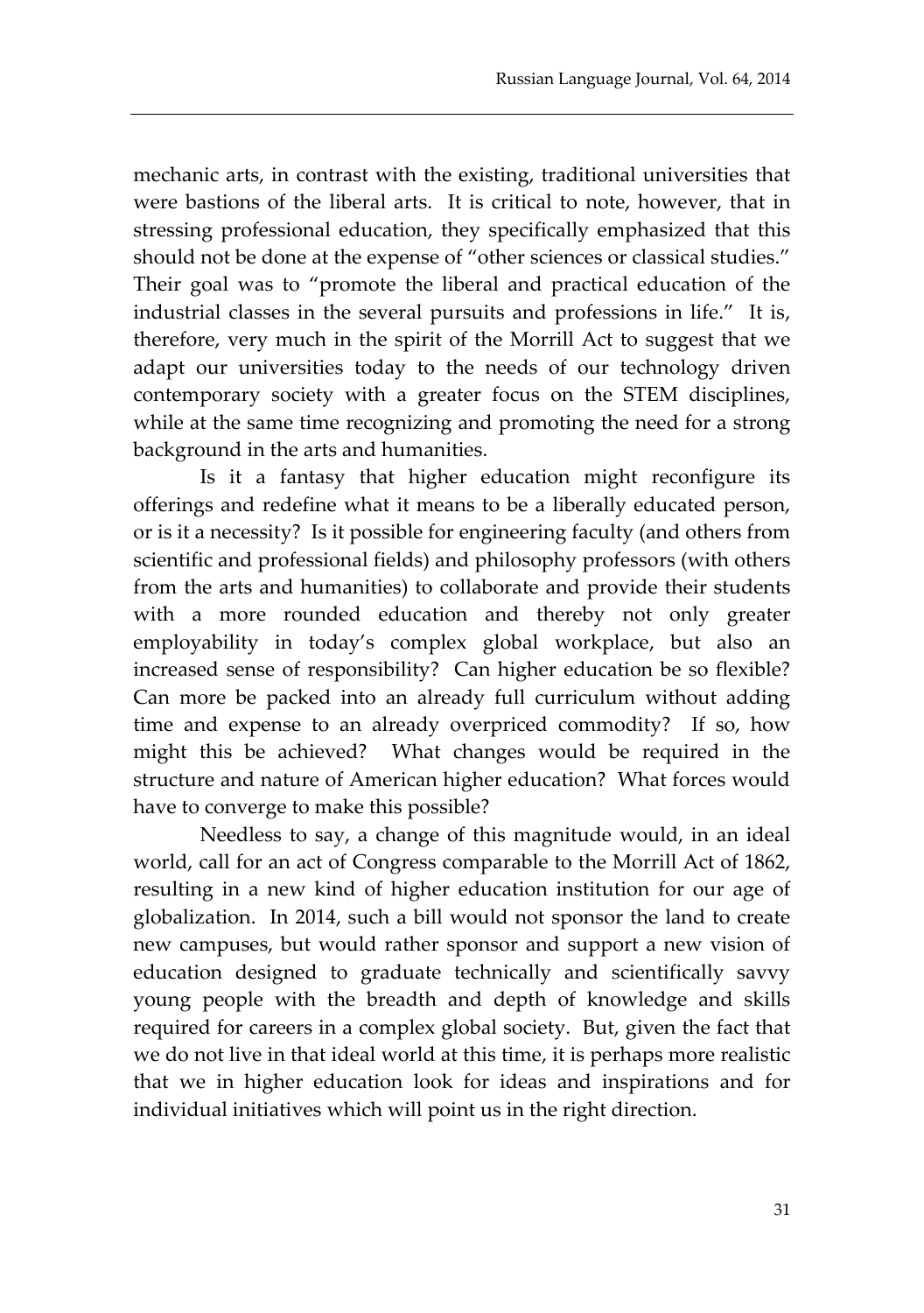mechanic arts, in contrast with the existing, traditional universities that were bastions of the liberal arts. It is critical to note, however, that in stressing professional education, they specifically emphasized that this should not be done at the expense of "other sciences or classical studies." Their goal was to "promote the liberal and practical education of the industrial classes in the several pursuits and professions in life." It is, therefore, very much in the spirit of the Morrill Act to suggest that we adapt our universities today to the needs of our technology driven contemporary society with a greater focus on the STEM disciplines, while at the same time recognizing and promoting the need for a strong background in the arts and humanities.

Is it a fantasy that higher education might reconfigure its offerings and redefine what it means to be a liberally educated person, or is it a necessity? Is it possible for engineering faculty (and others from scientific and professional fields) and philosophy professors (with others from the arts and humanities) to collaborate and provide their students with a more rounded education and thereby not only greater employability in today's complex global workplace, but also an increased sense of responsibility? Can higher education be so flexible? Can more be packed into an already full curriculum without adding time and expense to an already overpriced commodity? If so, how might this be achieved? What changes would be required in the structure and nature of American higher education? What forces would have to converge to make this possible?

Needless to say, a change of this magnitude would, in an ideal world, call for an act of Congress comparable to the Morrill Act of 1862, resulting in a new kind of higher education institution for our age of globalization. In 2014, such a bill would not sponsor the land to create new campuses, but would rather sponsor and support a new vision of education designed to graduate technically and scientifically savvy young people with the breadth and depth of knowledge and skills required for careers in a complex global society. But, given the fact that we do not live in that ideal world at this time, it is perhaps more realistic that we in higher education look for ideas and inspirations and for individual initiatives which will point us in the right direction.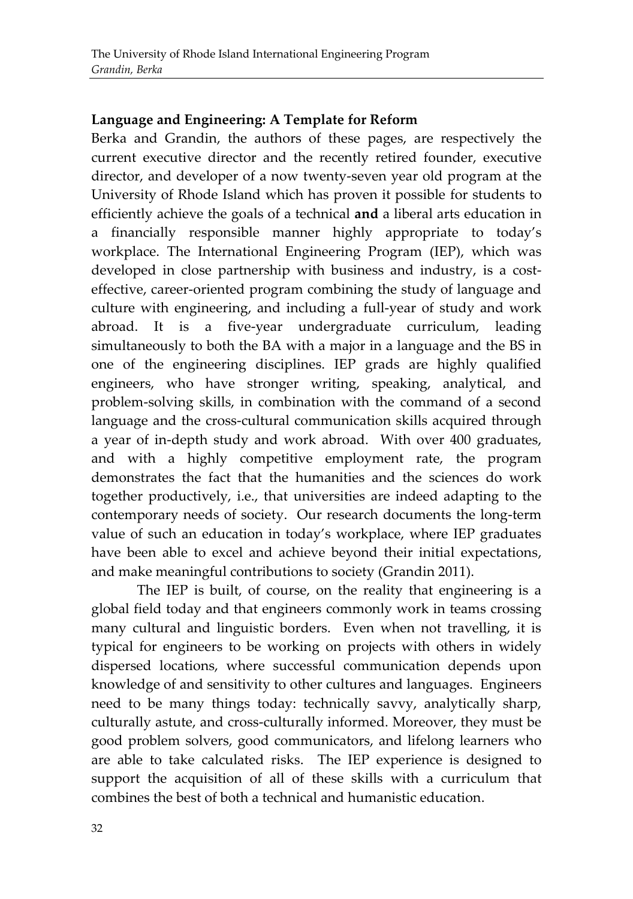## Language and Engineering: A Template for Reform

Berka and Grandin, the authors of these pages, are respectively the current executive director and the recently retired founder, executive director, and developer of a now twenty-seven year old program at the University of Rhode Island which has proven it possible for students to efficiently achieve the goals of a technical **and** a liberal arts education in a financially responsible manner highly appropriate to today's workplace. The International Engineering Program (IEP), which was developed in close partnership with business and industry, is a cost-effective, career-oriented program combining the study of language and culture with engineering, and including a full-year of study and work abroad. It is a five-year undergraduate curriculum, leading simultaneously to both the BA with a major in a language and the BS in one of the engineering disciplines. IEP grads are highly qualified engineers, who have stronger writing, speaking, analytical, and problem-solving skills, in combination with the command of a second language and the cross-cultural communication skills acquired through a year of in-depth study and work abroad. With over 400 graduates, and with a highly competitive employment rate, the program demonstrates the fact that the humanities and the sciences do work together productively, i.e., that universities are indeed adapting to the contemporary needs of society. Our research documents the long-term value of such an education in today's workplace, where IEP graduates have been able to excel and achieve beyond their initial expectations, and make meaningful contributions to society (Grandin 2011).

The IEP is built, of course, on the reality that engineering is a global field today and that engineers commonly work in teams crossing many cultural and linguistic borders. Even when not travelling, it is typical for engineers to be working on projects with others in widely dispersed locations, where successful communication depends upon knowledge of and sensitivity to other cultures and languages. Engineers need to be many things today: technically savvy, analytically sharp, culturally astute, and cross-culturally informed. Moreover, they must be good problem solvers, good communicators, and lifelong learners who are able to take calculated risks. The IEP experience is designed to support the acquisition of all of these skills with a curriculum that combines the best of both a technical and humanistic education.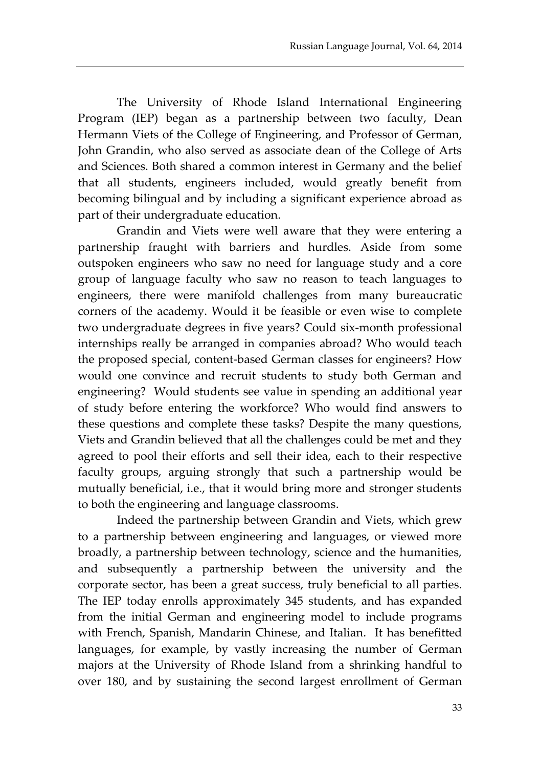The University of Rhode Island International Engineering Program (IEP) began as a partnership between two faculty, Dean Hermann Viets of the College of Engineering, and Professor of German, John Grandin, who also served as associate dean of the College of Arts and Sciences. Both shared a common interest in Germany and the belief that all students, engineers included, would greatly benefit from becoming bilingual and by including a significant experience abroad as part of their undergraduate education.

Grandin and Viets were well aware that they were entering a partnership fraught with barriers and hurdles. Aside from some outspoken engineers who saw no need for language study and a core group of language faculty who saw no reason to teach languages to engineers, there were manifold challenges from many bureaucratic corners of the academy. Would it be feasible or even wise to complete two undergraduate degrees in five years? Could six-month professional internships really be arranged in companies abroad? Who would teach the proposed special, content-based German classes for engineers? How would one convince and recruit students to study both German and engineering? Would students see value in spending an additional year of study before entering the workforce? Who would find answers to these questions and complete these tasks? Despite the many questions, Viets and Grandin believed that all the challenges could be met and they agreed to pool their efforts and sell their idea, each to their respective faculty groups, arguing strongly that such a partnership would be mutually beneficial, i.e., that it would bring more and stronger students to both the engineering and language classrooms.

Indeed the partnership between Grandin and Viets, which grew to a partnership between engineering and languages, or viewed more broadly, a partnership between technology, science and the humanities, and subsequently a partnership between the university and the corporate sector, has been a great success, truly beneficial to all parties. The IEP today enrolls approximately 345 students, and has expanded from the initial German and engineering model to include programs with French, Spanish, Mandarin Chinese, and Italian. It has benefitted languages, for example, by vastly increasing the number of German majors at the University of Rhode Island from a shrinking handful to over 180, and by sustaining the second largest enrollment of German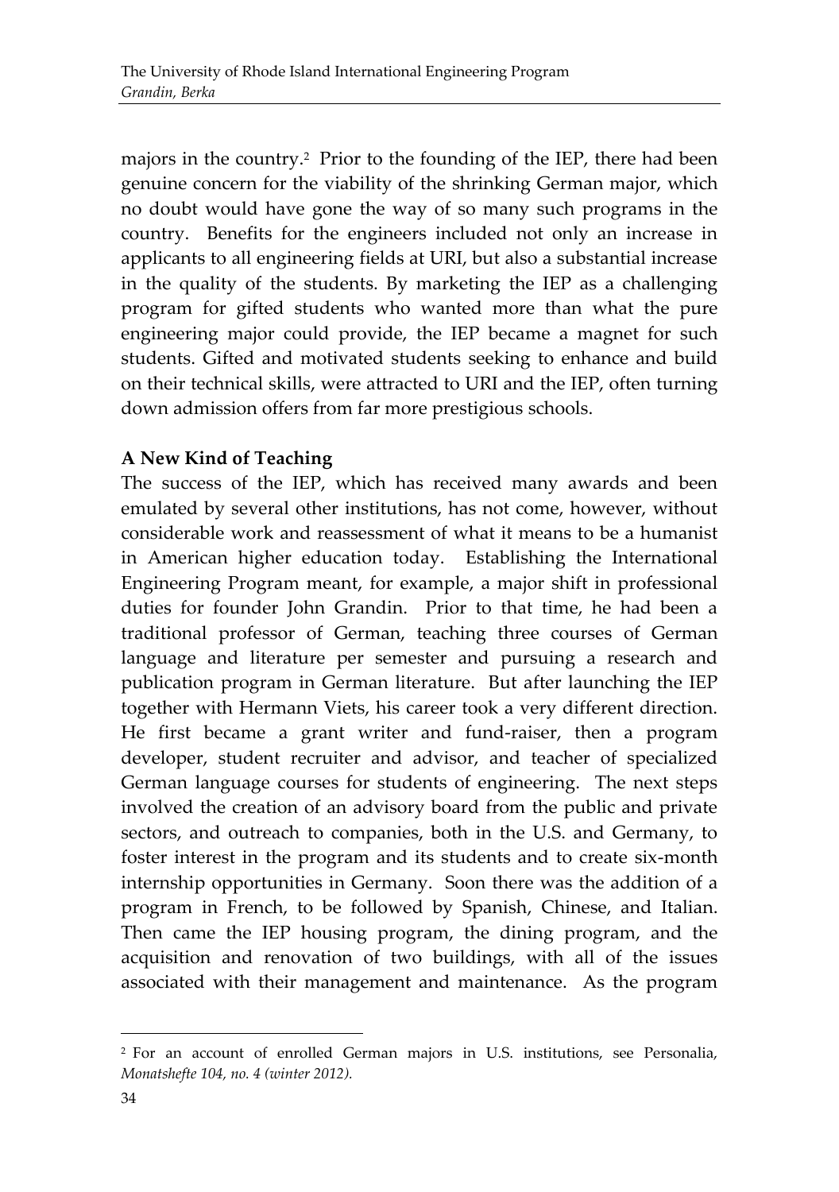majors in the country.[2] Prior to the founding of the IEP, there had been genuine concern for the viability of the shrinking German major, which no doubt would have gone the way of so many such programs in the country. Benefits for the engineers included not only an increase in applicants to all engineering fields at URI, but also a substantial increase in the quality of the students. By marketing the IEP as a challenging program for gifted students who wanted more than what the pure engineering major could provide, the IEP became a magnet for such students. Gifted and motivated students seeking to enhance and build on their technical skills, were attracted to URI and the IEP, often turning down admission offers from far more prestigious schools.

**A New Kind of Teaching**

The success of the IEP, which has received many awards and been emulated by several other institutions, has not come, however, without considerable work and reassessment of what it means to be a humanist in American higher education today. Establishing the International Engineering Program meant, for example, a major shift in professional duties for founder John Grandin. Prior to that time, he had been a traditional professor of German, teaching three courses of German language and literature per semester and pursuing a research and publication program in German literature. But after launching the IEP together with Hermann Viets, his career took a very different direction. He first became a grant writer and fund-raiser, then a program developer, student recruiter and advisor, and teacher of specialized German language courses for students of engineering. The next steps involved the creation of an advisory board from the public and private sectors, and outreach to companies, both in the U.S. and Germany, to foster interest in the program and its students and to create six-month internship opportunities in Germany. Soon there was the addition of a program in French, to be followed by Spanish, Chinese, and Italian. Then came the IEP housing program, the dining program, and the acquisition and renovation of two buildings, with all of the issues associated with their management and maintenance. As the program

[2] For an account of enrolled German majors in U.S. institutions, see Personalia, *Monatshefte 104, no. 4 (winter 2012).*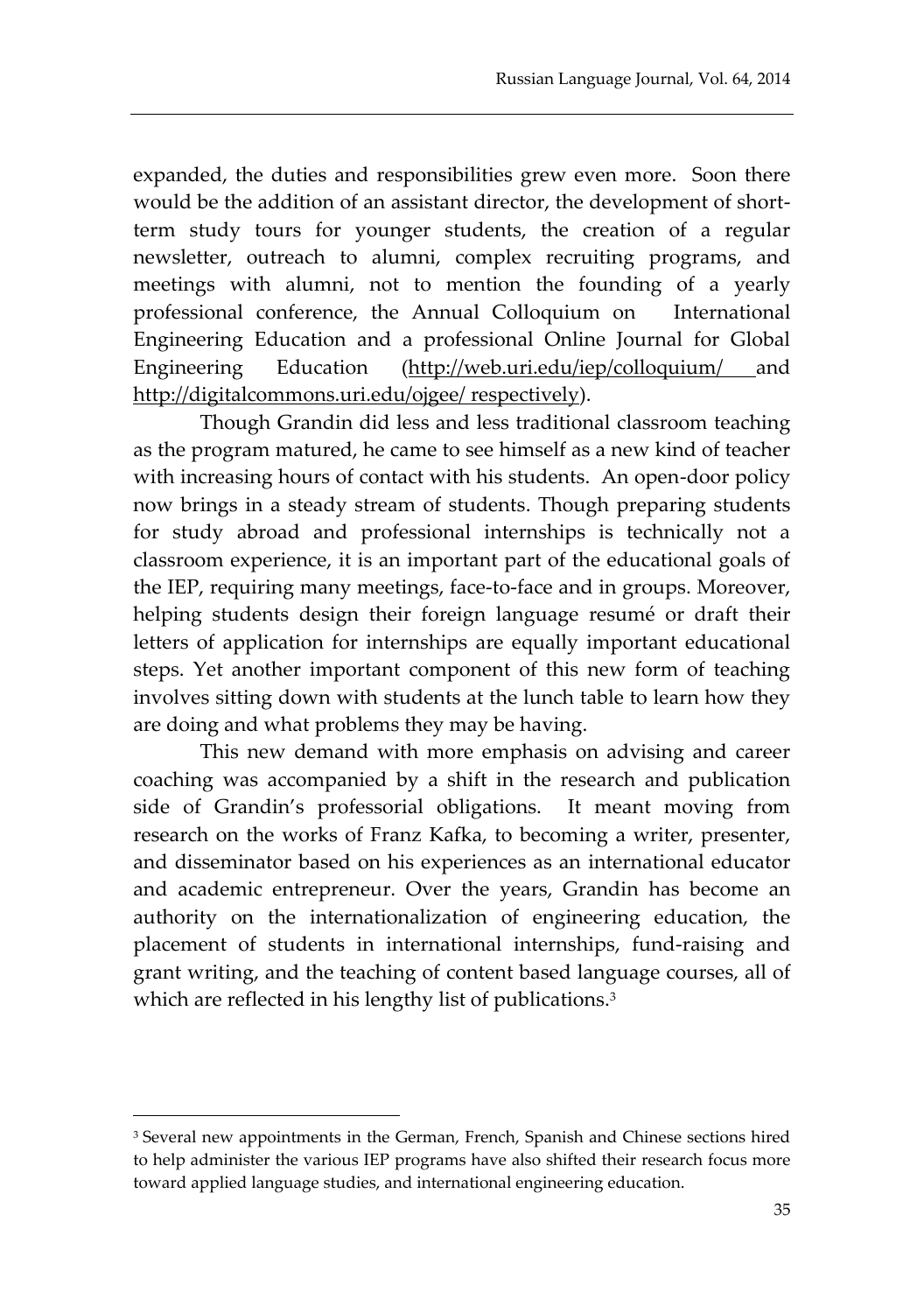expanded, the duties and responsibilities grew even more. Soon there would be the addition of an assistant director, the development of short-term study tours for younger students, the creation of a regular newsletter, outreach to alumni, complex recruiting programs, and meetings with alumni, not to mention the founding of a yearly professional conference, the Annual Colloquium on International Engineering Education and a professional Online Journal for Global Engineering Education (http://web.uri.edu/iep/colloquium/ and http://digitalcommons.uri.edu/ojgee/ respectively).

Though Grandin did less and less traditional classroom teaching as the program matured, he came to see himself as a new kind of teacher with increasing hours of contact with his students. An open-door policy now brings in a steady stream of students. Though preparing students for study abroad and professional internships is technically not a classroom experience, it is an important part of the educational goals of the IEP, requiring many meetings, face-to-face and in groups. Moreover, helping students design their foreign language resumé or draft their letters of application for internships are equally important educational steps. Yet another important component of this new form of teaching involves sitting down with students at the lunch table to learn how they are doing and what problems they may be having.

This new demand with more emphasis on advising and career coaching was accompanied by a shift in the research and publication side of Grandin's professorial obligations. It meant moving from research on the works of Franz Kafka, to becoming a writer, presenter, and disseminator based on his experiences as an international educator and academic entrepreneur. Over the years, Grandin has become an authority on the internationalization of engineering education, the placement of students in international internships, fund-raising and grant writing, and the teaching of content based language courses, all of which are reflected in his lengthy list of publications.[3]

---

[3] Several new appointments in the German, French, Spanish and Chinese sections hired to help administer the various IEP programs have also shifted their research focus more toward applied language studies, and international engineering education.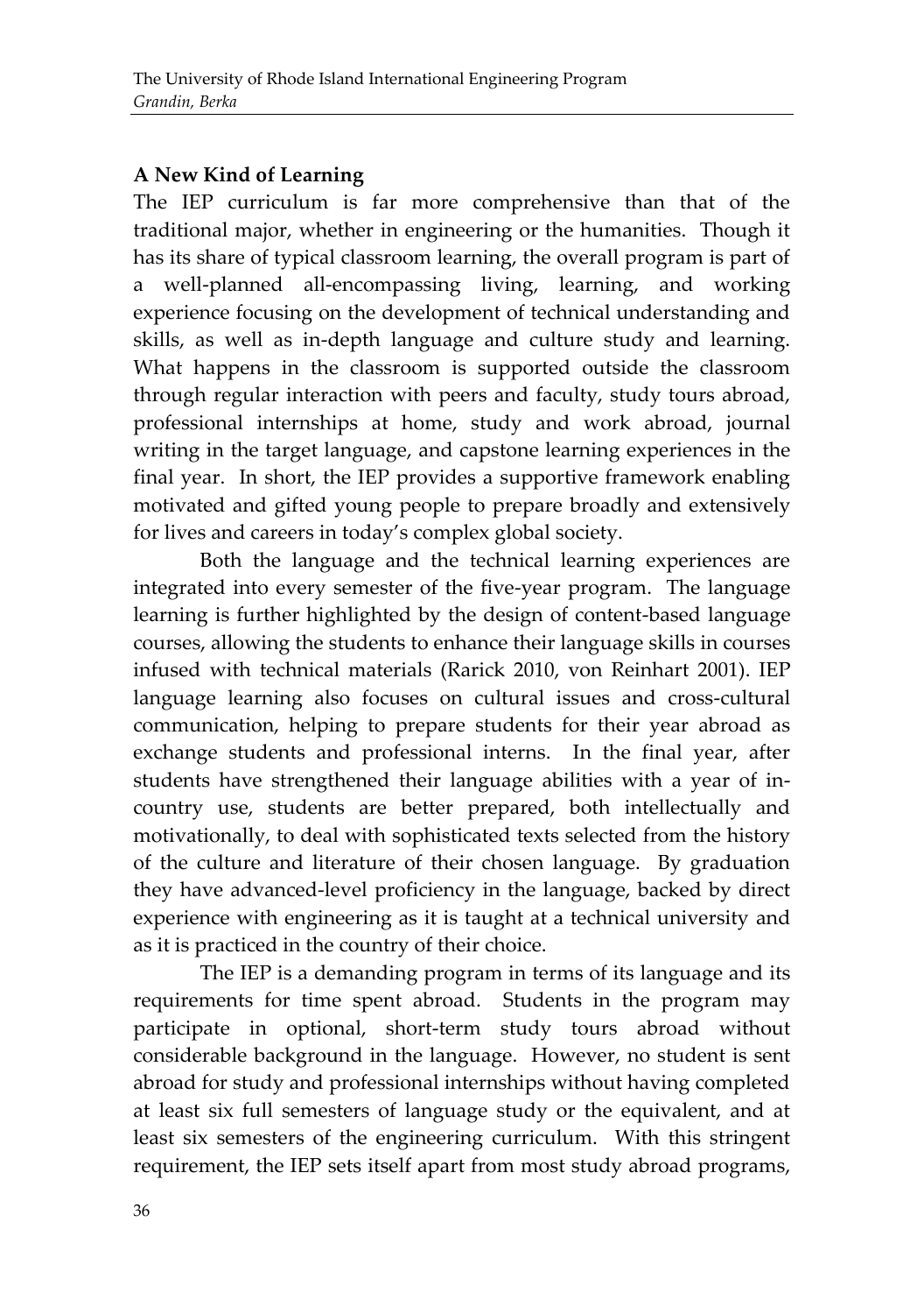## A New Kind of Learning

The IEP curriculum is far more comprehensive than that of the traditional major, whether in engineering or the humanities. Though it has its share of typical classroom learning, the overall program is part of a well-planned all-encompassing living, learning, and working experience focusing on the development of technical understanding and skills, as well as in-depth language and culture study and learning. What happens in the classroom is supported outside the classroom through regular interaction with peers and faculty, study tours abroad, professional internships at home, study and work abroad, journal writing in the target language, and capstone learning experiences in the final year. In short, the IEP provides a supportive framework enabling motivated and gifted young people to prepare broadly and extensively for lives and careers in today's complex global society.

Both the language and the technical learning experiences are integrated into every semester of the five-year program. The language learning is further highlighted by the design of content-based language courses, allowing the students to enhance their language skills in courses infused with technical materials (Rarick 2010, von Reinhart 2001). IEP language learning also focuses on cultural issues and cross-cultural communication, helping to prepare students for their year abroad as exchange students and professional interns. In the final year, after students have strengthened their language abilities with a year of in-country use, students are better prepared, both intellectually and motivationally, to deal with sophisticated texts selected from the history of the culture and literature of their chosen language. By graduation they have advanced-level proficiency in the language, backed by direct experience with engineering as it is taught at a technical university and as it is practiced in the country of their choice.

The IEP is a demanding program in terms of its language and its requirements for time spent abroad. Students in the program may participate in optional, short-term study tours abroad without considerable background in the language. However, no student is sent abroad for study and professional internships without having completed at least six full semesters of language study or the equivalent, and at least six semesters of the engineering curriculum. With this stringent requirement, the IEP sets itself apart from most study abroad programs,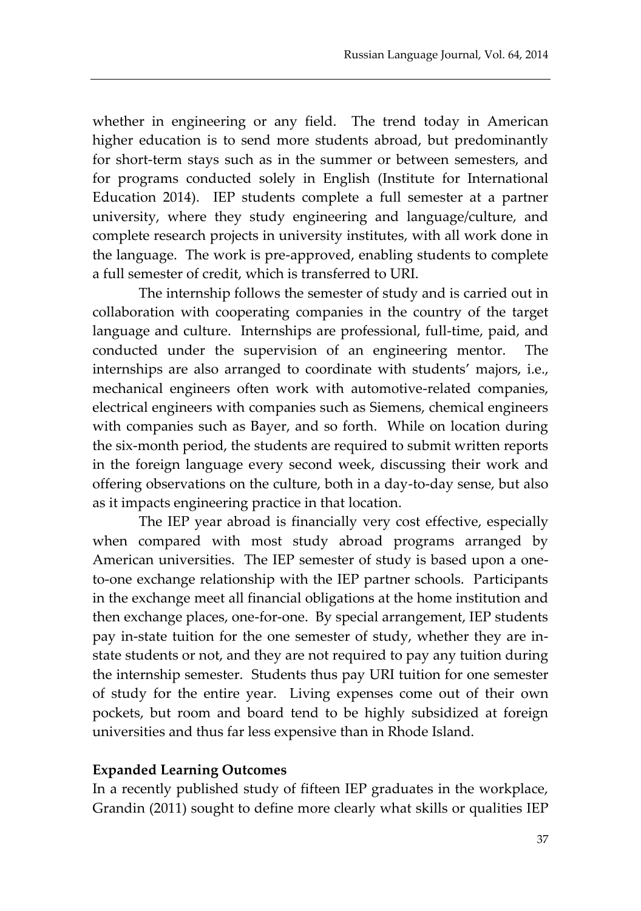whether in engineering or any field. The trend today in American higher education is to send more students abroad, but predominantly for short-term stays such as in the summer or between semesters, and for programs conducted solely in English (Institute for International Education 2014). IEP students complete a full semester at a partner university, where they study engineering and language/culture, and complete research projects in university institutes, with all work done in the language. The work is pre-approved, enabling students to complete a full semester of credit, which is transferred to URI.

The internship follows the semester of study and is carried out in collaboration with cooperating companies in the country of the target language and culture. Internships are professional, full-time, paid, and conducted under the supervision of an engineering mentor. The internships are also arranged to coordinate with students' majors, i.e., mechanical engineers often work with automotive-related companies, electrical engineers with companies such as Siemens, chemical engineers with companies such as Bayer, and so forth. While on location during the six-month period, the students are required to submit written reports in the foreign language every second week, discussing their work and offering observations on the culture, both in a day-to-day sense, but also as it impacts engineering practice in that location.

The IEP year abroad is financially very cost effective, especially when compared with most study abroad programs arranged by American universities. The IEP semester of study is based upon a one-to-one exchange relationship with the IEP partner schools. Participants in the exchange meet all financial obligations at the home institution and then exchange places, one-for-one. By special arrangement, IEP students pay in-state tuition for the one semester of study, whether they are in-state students or not, and they are not required to pay any tuition during the internship semester. Students thus pay URI tuition for one semester of study for the entire year. Living expenses come out of their own pockets, but room and board tend to be highly subsidized at foreign universities and thus far less expensive than in Rhode Island.

**Expanded Learning Outcomes**

In a recently published study of fifteen IEP graduates in the workplace, Grandin (2011) sought to define more clearly what skills or qualities IEP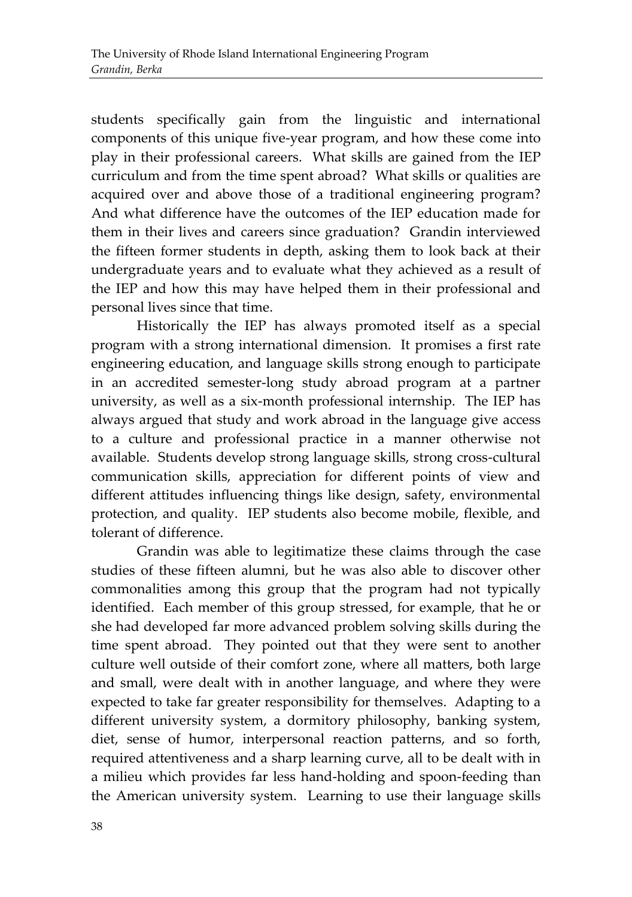students specifically gain from the linguistic and international components of this unique five-year program, and how these come into play in their professional careers. What skills are gained from the IEP curriculum and from the time spent abroad? What skills or qualities are acquired over and above those of a traditional engineering program? And what difference have the outcomes of the IEP education made for them in their lives and careers since graduation? Grandin interviewed the fifteen former students in depth, asking them to look back at their undergraduate years and to evaluate what they achieved as a result of the IEP and how this may have helped them in their professional and personal lives since that time.

Historically the IEP has always promoted itself as a special program with a strong international dimension. It promises a first rate engineering education, and language skills strong enough to participate in an accredited semester-long study abroad program at a partner university, as well as a six-month professional internship. The IEP has always argued that study and work abroad in the language give access to a culture and professional practice in a manner otherwise not available. Students develop strong language skills, strong cross-cultural communication skills, appreciation for different points of view and different attitudes influencing things like design, safety, environmental protection, and quality. IEP students also become mobile, flexible, and tolerant of difference.

Grandin was able to legitimatize these claims through the case studies of these fifteen alumni, but he was also able to discover other commonalities among this group that the program had not typically identified. Each member of this group stressed, for example, that he or she had developed far more advanced problem solving skills during the time spent abroad. They pointed out that they were sent to another culture well outside of their comfort zone, where all matters, both large and small, were dealt with in another language, and where they were expected to take far greater responsibility for themselves. Adapting to a different university system, a dormitory philosophy, banking system, diet, sense of humor, interpersonal reaction patterns, and so forth, required attentiveness and a sharp learning curve, all to be dealt with in a milieu which provides far less hand-holding and spoon-feeding than the American university system. Learning to use their language skills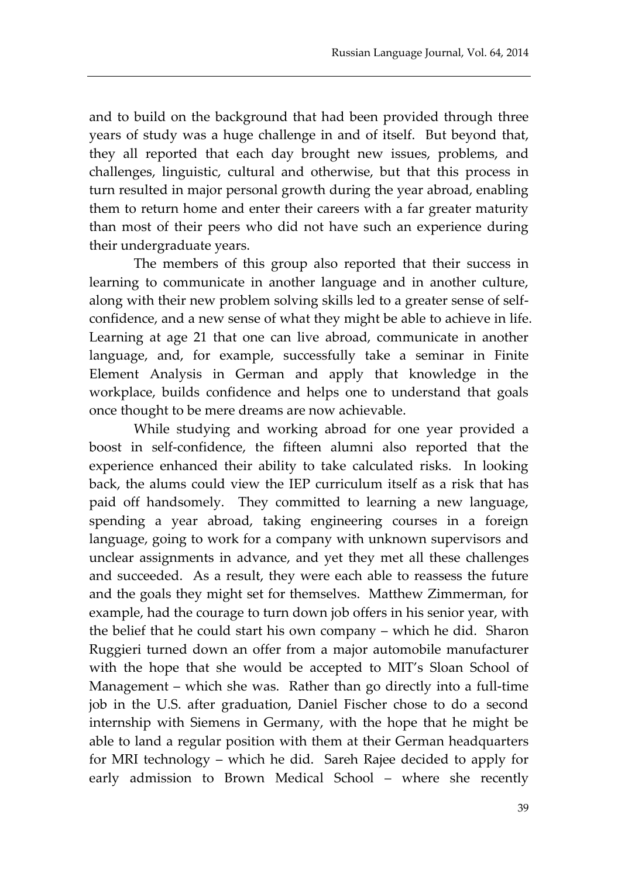and to build on the background that had been provided through three years of study was a huge challenge in and of itself. But beyond that, they all reported that each day brought new issues, problems, and challenges, linguistic, cultural and otherwise, but that this process in turn resulted in major personal growth during the year abroad, enabling them to return home and enter their careers with a far greater maturity than most of their peers who did not have such an experience during their undergraduate years.

The members of this group also reported that their success in learning to communicate in another language and in another culture, along with their new problem solving skills led to a greater sense of self-confidence, and a new sense of what they might be able to achieve in life. Learning at age 21 that one can live abroad, communicate in another language, and, for example, successfully take a seminar in Finite Element Analysis in German and apply that knowledge in the workplace, builds confidence and helps one to understand that goals once thought to be mere dreams are now achievable.

While studying and working abroad for one year provided a boost in self-confidence, the fifteen alumni also reported that the experience enhanced their ability to take calculated risks. In looking back, the alums could view the IEP curriculum itself as a risk that has paid off handsomely. They committed to learning a new language, spending a year abroad, taking engineering courses in a foreign language, going to work for a company with unknown supervisors and unclear assignments in advance, and yet they met all these challenges and succeeded. As a result, they were each able to reassess the future and the goals they might set for themselves. Matthew Zimmerman, for example, had the courage to turn down job offers in his senior year, with the belief that he could start his own company – which he did. Sharon Ruggieri turned down an offer from a major automobile manufacturer with the hope that she would be accepted to MIT's Sloan School of Management – which she was. Rather than go directly into a full-time job in the U.S. after graduation, Daniel Fischer chose to do a second internship with Siemens in Germany, with the hope that he might be able to land a regular position with them at their German headquarters for MRI technology – which he did. Sareh Rajee decided to apply for early admission to Brown Medical School – where she recently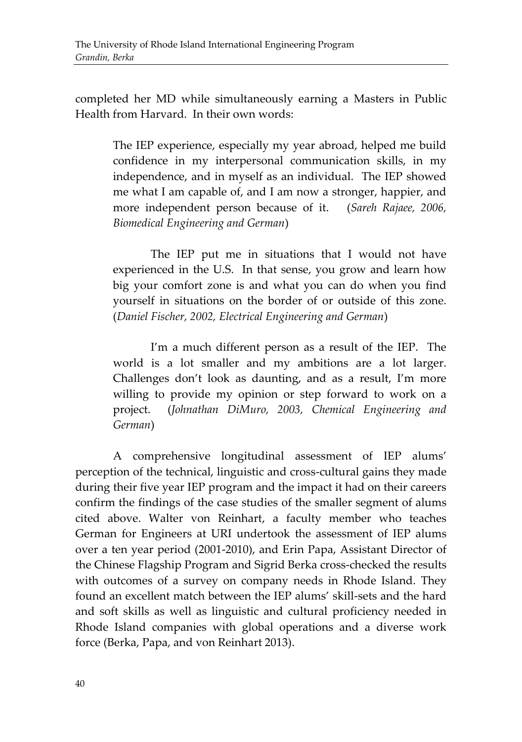completed her MD while simultaneously earning a Masters in Public Health from Harvard. In their own words:

> The IEP experience, especially my year abroad, helped me build confidence in my interpersonal communication skills, in my independence, and in myself as an individual. The IEP showed me what I am capable of, and I am now a stronger, happier, and more independent person because of it. (*Sareh Rajaee, 2006, Biomedical Engineering and German*)
>
> The IEP put me in situations that I would not have experienced in the U.S. In that sense, you grow and learn how big your comfort zone is and what you can do when you find yourself in situations on the border of or outside of this zone. (*Daniel Fischer, 2002, Electrical Engineering and German*)
>
> I'm a much different person as a result of the IEP. The world is a lot smaller and my ambitions are a lot larger. Challenges don't look as daunting, and as a result, I'm more willing to provide my opinion or step forward to work on a project. (*Johnathan DiMuro, 2003, Chemical Engineering and German*)

A comprehensive longitudinal assessment of IEP alums' perception of the technical, linguistic and cross-cultural gains they made during their five year IEP program and the impact it had on their careers confirm the findings of the case studies of the smaller segment of alums cited above. Walter von Reinhart, a faculty member who teaches German for Engineers at URI undertook the assessment of IEP alums over a ten year period (2001-2010), and Erin Papa, Assistant Director of the Chinese Flagship Program and Sigrid Berka cross-checked the results with outcomes of a survey on company needs in Rhode Island. They found an excellent match between the IEP alums' skill-sets and the hard and soft skills as well as linguistic and cultural proficiency needed in Rhode Island companies with global operations and a diverse work force (Berka, Papa, and von Reinhart 2013).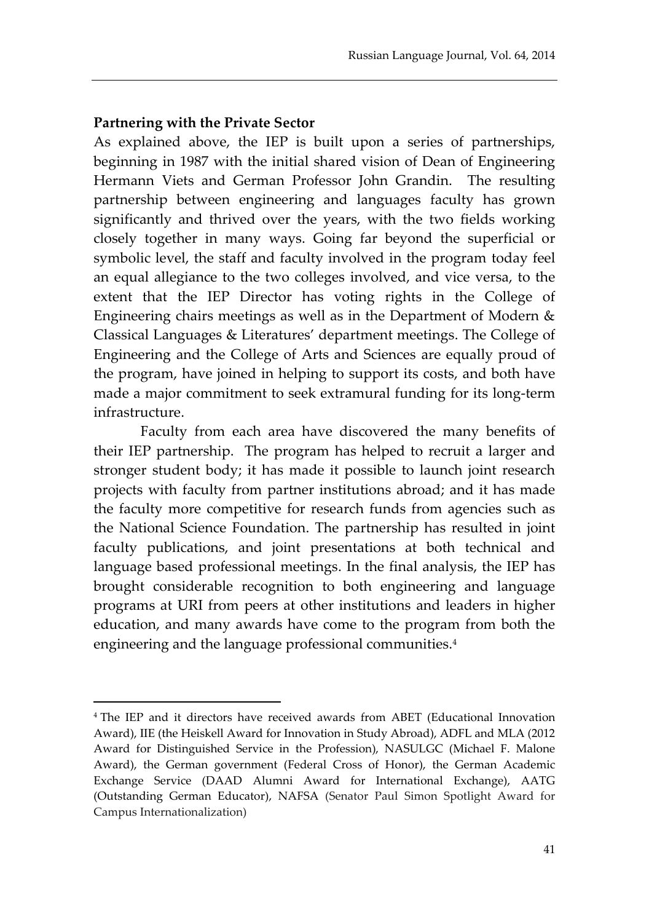**Partnering with the Private Sector**

As explained above, the IEP is built upon a series of partnerships, beginning in 1987 with the initial shared vision of Dean of Engineering Hermann Viets and German Professor John Grandin. The resulting partnership between engineering and languages faculty has grown significantly and thrived over the years, with the two fields working closely together in many ways. Going far beyond the superficial or symbolic level, the staff and faculty involved in the program today feel an equal allegiance to the two colleges involved, and vice versa, to the extent that the IEP Director has voting rights in the College of Engineering chairs meetings as well as in the Department of Modern & Classical Languages & Literatures' department meetings. The College of Engineering and the College of Arts and Sciences are equally proud of the program, have joined in helping to support its costs, and both have made a major commitment to seek extramural funding for its long-term infrastructure.

Faculty from each area have discovered the many benefits of their IEP partnership. The program has helped to recruit a larger and stronger student body; it has made it possible to launch joint research projects with faculty from partner institutions abroad; and it has made the faculty more competitive for research funds from agencies such as the National Science Foundation. The partnership has resulted in joint faculty publications, and joint presentations at both technical and language based professional meetings. In the final analysis, the IEP has brought considerable recognition to both engineering and language programs at URI from peers at other institutions and leaders in higher education, and many awards have come to the program from both the engineering and the language professional communities.[4]

[4] The IEP and it directors have received awards from ABET (Educational Innovation Award), IIE (the Heiskell Award for Innovation in Study Abroad), ADFL and MLA (2012 Award for Distinguished Service in the Profession), NASULGC (Michael F. Malone Award), the German government (Federal Cross of Honor), the German Academic Exchange Service (DAAD Alumni Award for International Exchange), AATG (Outstanding German Educator), NAFSA (Senator Paul Simon Spotlight Award for Campus Internationalization)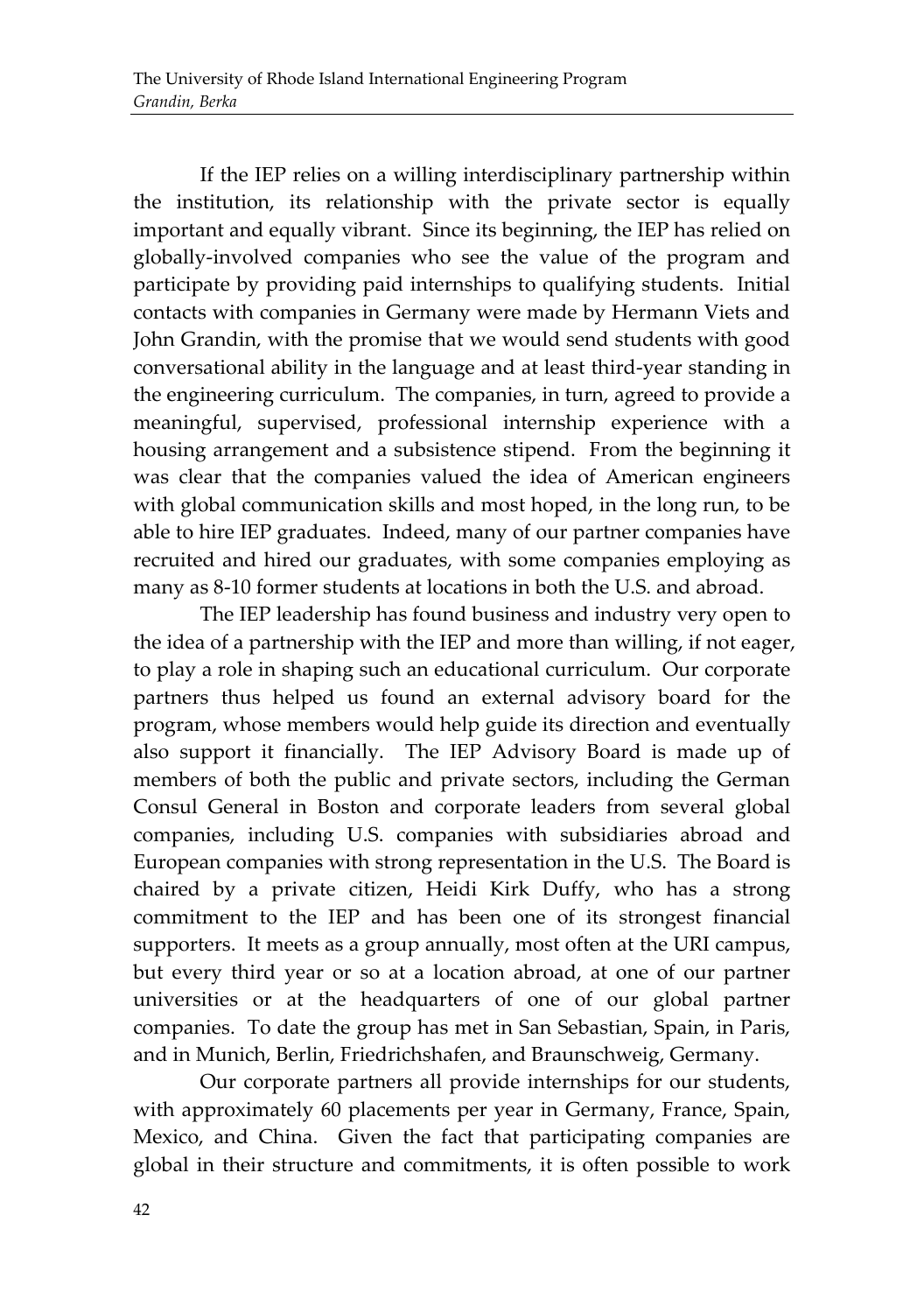If the IEP relies on a willing interdisciplinary partnership within the institution, its relationship with the private sector is equally important and equally vibrant. Since its beginning, the IEP has relied on globally-involved companies who see the value of the program and participate by providing paid internships to qualifying students. Initial contacts with companies in Germany were made by Hermann Viets and John Grandin, with the promise that we would send students with good conversational ability in the language and at least third-year standing in the engineering curriculum. The companies, in turn, agreed to provide a meaningful, supervised, professional internship experience with a housing arrangement and a subsistence stipend. From the beginning it was clear that the companies valued the idea of American engineers with global communication skills and most hoped, in the long run, to be able to hire IEP graduates. Indeed, many of our partner companies have recruited and hired our graduates, with some companies employing as many as 8-10 former students at locations in both the U.S. and abroad.

The IEP leadership has found business and industry very open to the idea of a partnership with the IEP and more than willing, if not eager, to play a role in shaping such an educational curriculum. Our corporate partners thus helped us found an external advisory board for the program, whose members would help guide its direction and eventually also support it financially. The IEP Advisory Board is made up of members of both the public and private sectors, including the German Consul General in Boston and corporate leaders from several global companies, including U.S. companies with subsidiaries abroad and European companies with strong representation in the U.S. The Board is chaired by a private citizen, Heidi Kirk Duffy, who has a strong commitment to the IEP and has been one of its strongest financial supporters. It meets as a group annually, most often at the URI campus, but every third year or so at a location abroad, at one of our partner universities or at the headquarters of one of our global partner companies. To date the group has met in San Sebastian, Spain, in Paris, and in Munich, Berlin, Friedrichshafen, and Braunschweig, Germany.

Our corporate partners all provide internships for our students, with approximately 60 placements per year in Germany, France, Spain, Mexico, and China. Given the fact that participating companies are global in their structure and commitments, it is often possible to work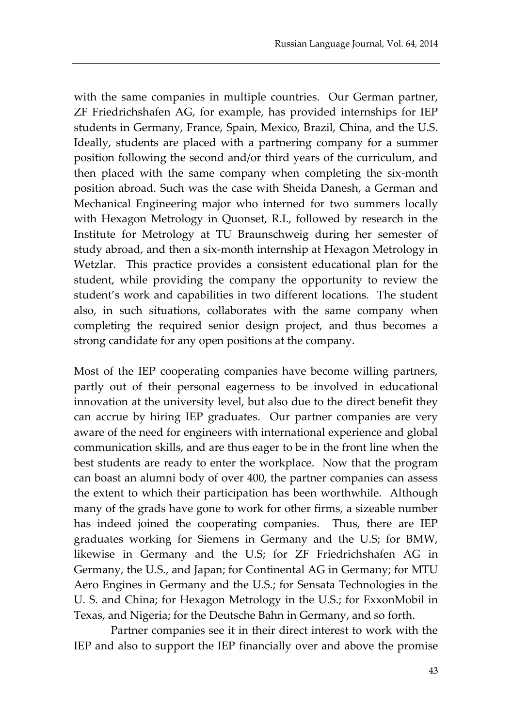with the same companies in multiple countries. Our German partner, ZF Friedrichshafen AG, for example, has provided internships for IEP students in Germany, France, Spain, Mexico, Brazil, China, and the U.S. Ideally, students are placed with a partnering company for a summer position following the second and/or third years of the curriculum, and then placed with the same company when completing the six-month position abroad. Such was the case with Sheida Danesh, a German and Mechanical Engineering major who interned for two summers locally with Hexagon Metrology in Quonset, R.I., followed by research in the Institute for Metrology at TU Braunschweig during her semester of study abroad, and then a six-month internship at Hexagon Metrology in Wetzlar. This practice provides a consistent educational plan for the student, while providing the company the opportunity to review the student's work and capabilities in two different locations. The student also, in such situations, collaborates with the same company when completing the required senior design project, and thus becomes a strong candidate for any open positions at the company.

Most of the IEP cooperating companies have become willing partners, partly out of their personal eagerness to be involved in educational innovation at the university level, but also due to the direct benefit they can accrue by hiring IEP graduates. Our partner companies are very aware of the need for engineers with international experience and global communication skills, and are thus eager to be in the front line when the best students are ready to enter the workplace. Now that the program can boast an alumni body of over 400, the partner companies can assess the extent to which their participation has been worthwhile. Although many of the grads have gone to work for other firms, a sizeable number has indeed joined the cooperating companies. Thus, there are IEP graduates working for Siemens in Germany and the U.S; for BMW, likewise in Germany and the U.S; for ZF Friedrichshafen AG in Germany, the U.S., and Japan; for Continental AG in Germany; for MTU Aero Engines in Germany and the U.S.; for Sensata Technologies in the U. S. and China; for Hexagon Metrology in the U.S.; for ExxonMobil in Texas, and Nigeria; for the Deutsche Bahn in Germany, and so forth.

Partner companies see it in their direct interest to work with the IEP and also to support the IEP financially over and above the promise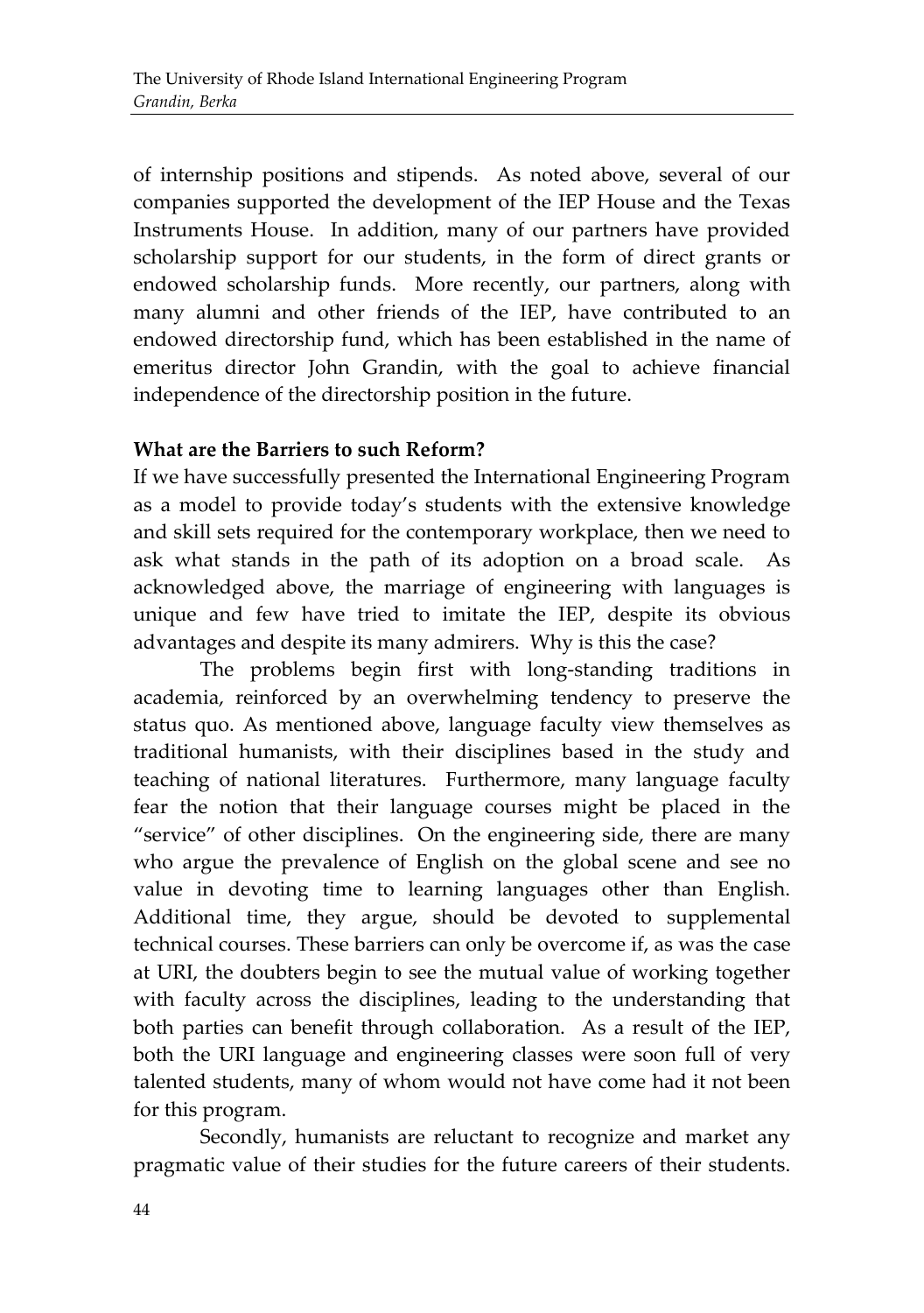of internship positions and stipends. As noted above, several of our companies supported the development of the IEP House and the Texas Instruments House. In addition, many of our partners have provided scholarship support for our students, in the form of direct grants or endowed scholarship funds. More recently, our partners, along with many alumni and other friends of the IEP, have contributed to an endowed directorship fund, which has been established in the name of emeritus director John Grandin, with the goal to achieve financial independence of the directorship position in the future.

**What are the Barriers to such Reform?**

If we have successfully presented the International Engineering Program as a model to provide today's students with the extensive knowledge and skill sets required for the contemporary workplace, then we need to ask what stands in the path of its adoption on a broad scale. As acknowledged above, the marriage of engineering with languages is unique and few have tried to imitate the IEP, despite its obvious advantages and despite its many admirers. Why is this the case?

The problems begin first with long-standing traditions in academia, reinforced by an overwhelming tendency to preserve the status quo. As mentioned above, language faculty view themselves as traditional humanists, with their disciplines based in the study and teaching of national literatures. Furthermore, many language faculty fear the notion that their language courses might be placed in the "service" of other disciplines. On the engineering side, there are many who argue the prevalence of English on the global scene and see no value in devoting time to learning languages other than English. Additional time, they argue, should be devoted to supplemental technical courses. These barriers can only be overcome if, as was the case at URI, the doubters begin to see the mutual value of working together with faculty across the disciplines, leading to the understanding that both parties can benefit through collaboration. As a result of the IEP, both the URI language and engineering classes were soon full of very talented students, many of whom would not have come had it not been for this program.

Secondly, humanists are reluctant to recognize and market any pragmatic value of their studies for the future careers of their students.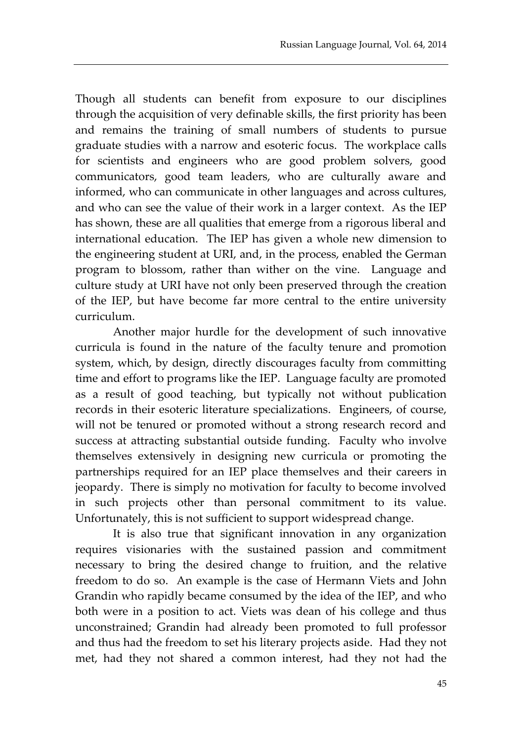Though all students can benefit from exposure to our disciplines through the acquisition of very definable skills, the first priority has been and remains the training of small numbers of students to pursue graduate studies with a narrow and esoteric focus. The workplace calls for scientists and engineers who are good problem solvers, good communicators, good team leaders, who are culturally aware and informed, who can communicate in other languages and across cultures, and who can see the value of their work in a larger context. As the IEP has shown, these are all qualities that emerge from a rigorous liberal and international education. The IEP has given a whole new dimension to the engineering student at URI, and, in the process, enabled the German program to blossom, rather than wither on the vine. Language and culture study at URI have not only been preserved through the creation of the IEP, but have become far more central to the entire university curriculum.

Another major hurdle for the development of such innovative curricula is found in the nature of the faculty tenure and promotion system, which, by design, directly discourages faculty from committing time and effort to programs like the IEP. Language faculty are promoted as a result of good teaching, but typically not without publication records in their esoteric literature specializations. Engineers, of course, will not be tenured or promoted without a strong research record and success at attracting substantial outside funding. Faculty who involve themselves extensively in designing new curricula or promoting the partnerships required for an IEP place themselves and their careers in jeopardy. There is simply no motivation for faculty to become involved in such projects other than personal commitment to its value. Unfortunately, this is not sufficient to support widespread change.

It is also true that significant innovation in any organization requires visionaries with the sustained passion and commitment necessary to bring the desired change to fruition, and the relative freedom to do so. An example is the case of Hermann Viets and John Grandin who rapidly became consumed by the idea of the IEP, and who both were in a position to act. Viets was dean of his college and thus unconstrained; Grandin had already been promoted to full professor and thus had the freedom to set his literary projects aside. Had they not met, had they not shared a common interest, had they not had the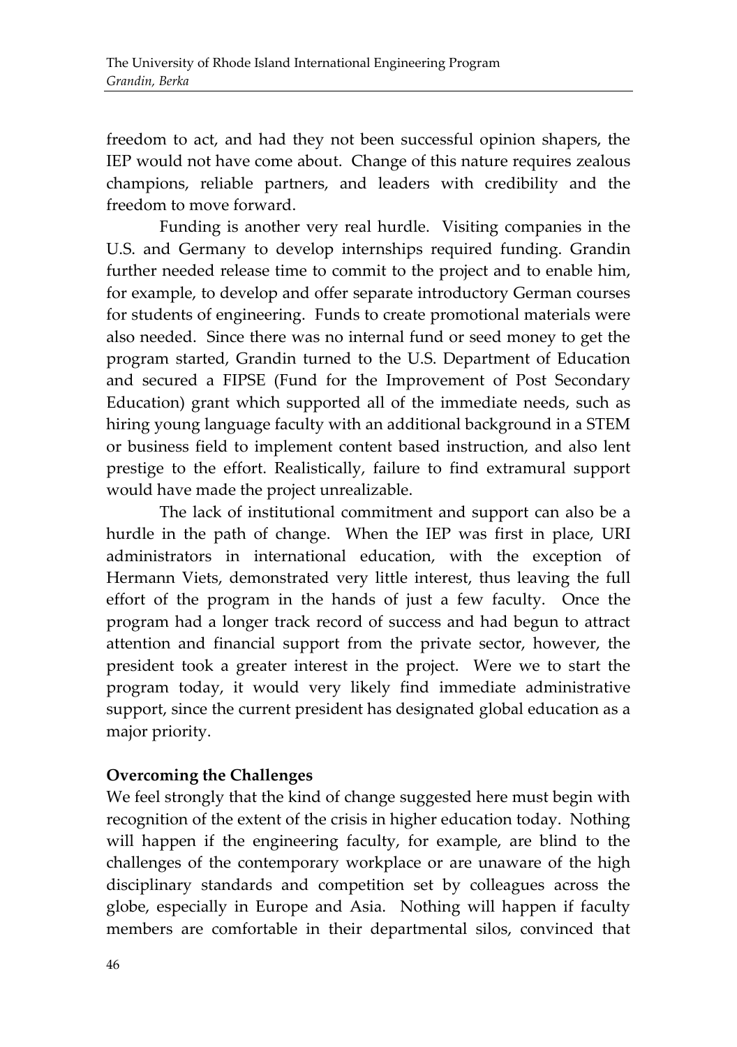freedom to act, and had they not been successful opinion shapers, the IEP would not have come about. Change of this nature requires zealous champions, reliable partners, and leaders with credibility and the freedom to move forward.

Funding is another very real hurdle. Visiting companies in the U.S. and Germany to develop internships required funding. Grandin further needed release time to commit to the project and to enable him, for example, to develop and offer separate introductory German courses for students of engineering. Funds to create promotional materials were also needed. Since there was no internal fund or seed money to get the program started, Grandin turned to the U.S. Department of Education and secured a FIPSE (Fund for the Improvement of Post Secondary Education) grant which supported all of the immediate needs, such as hiring young language faculty with an additional background in a STEM or business field to implement content based instruction, and also lent prestige to the effort. Realistically, failure to find extramural support would have made the project unrealizable.

The lack of institutional commitment and support can also be a hurdle in the path of change. When the IEP was first in place, URI administrators in international education, with the exception of Hermann Viets, demonstrated very little interest, thus leaving the full effort of the program in the hands of just a few faculty. Once the program had a longer track record of success and had begun to attract attention and financial support from the private sector, however, the president took a greater interest in the project. Were we to start the program today, it would very likely find immediate administrative support, since the current president has designated global education as a major priority.

**Overcoming the Challenges**

We feel strongly that the kind of change suggested here must begin with recognition of the extent of the crisis in higher education today. Nothing will happen if the engineering faculty, for example, are blind to the challenges of the contemporary workplace or are unaware of the high disciplinary standards and competition set by colleagues across the globe, especially in Europe and Asia. Nothing will happen if faculty members are comfortable in their departmental silos, convinced that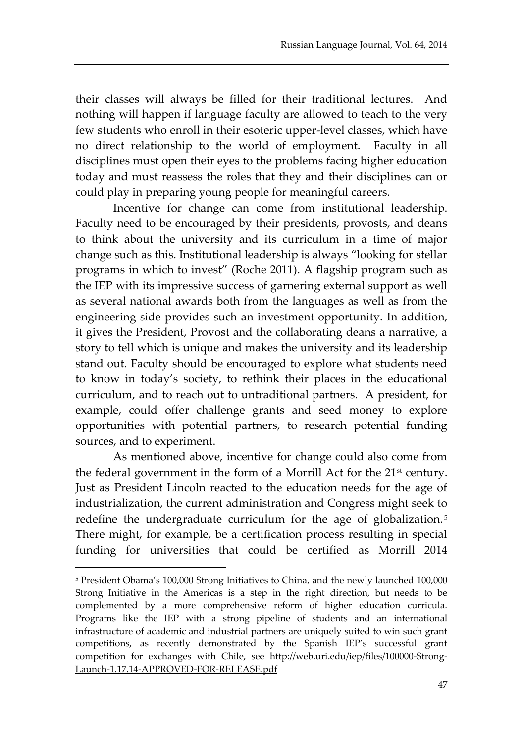their classes will always be filled for their traditional lectures. And nothing will happen if language faculty are allowed to teach to the very few students who enroll in their esoteric upper-level classes, which have no direct relationship to the world of employment. Faculty in all disciplines must open their eyes to the problems facing higher education today and must reassess the roles that they and their disciplines can or could play in preparing young people for meaningful careers.

Incentive for change can come from institutional leadership. Faculty need to be encouraged by their presidents, provosts, and deans to think about the university and its curriculum in a time of major change such as this. Institutional leadership is always "looking for stellar programs in which to invest" (Roche 2011). A flagship program such as the IEP with its impressive success of garnering external support as well as several national awards both from the languages as well as from the engineering side provides such an investment opportunity. In addition, it gives the President, Provost and the collaborating deans a narrative, a story to tell which is unique and makes the university and its leadership stand out. Faculty should be encouraged to explore what students need to know in today's society, to rethink their places in the educational curriculum, and to reach out to untraditional partners. A president, for example, could offer challenge grants and seed money to explore opportunities with potential partners, to research potential funding sources, and to experiment.

As mentioned above, incentive for change could also come from the federal government in the form of a Morrill Act for the 21st century. Just as President Lincoln reacted to the education needs for the age of industrialization, the current administration and Congress might seek to redefine the undergraduate curriculum for the age of globalization.[5] There might, for example, be a certification process resulting in special funding for universities that could be certified as Morrill 2014

---

[5] President Obama's 100,000 Strong Initiatives to China, and the newly launched 100,000 Strong Initiative in the Americas is a step in the right direction, but needs to be complemented by a more comprehensive reform of higher education curricula. Programs like the IEP with a strong pipeline of students and an international infrastructure of academic and industrial partners are uniquely suited to win such grant competitions, as recently demonstrated by the Spanish IEP's successful grant competition for exchanges with Chile, see http://web.uri.edu/iep/files/100000-Strong-Launch-1.17.14-APPROVED-FOR-RELEASE.pdf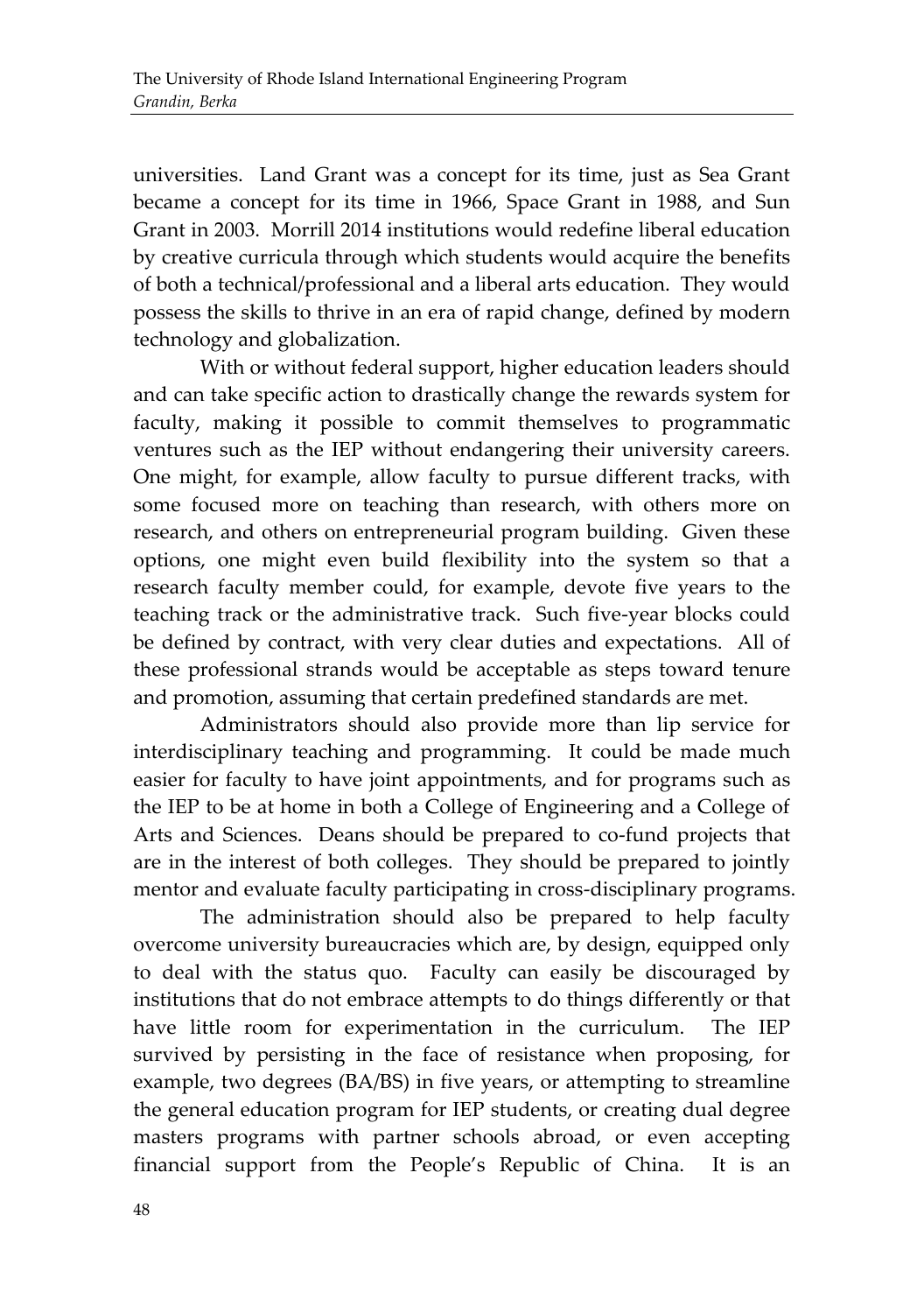universities. Land Grant was a concept for its time, just as Sea Grant became a concept for its time in 1966, Space Grant in 1988, and Sun Grant in 2003. Morrill 2014 institutions would redefine liberal education by creative curricula through which students would acquire the benefits of both a technical/professional and a liberal arts education. They would possess the skills to thrive in an era of rapid change, defined by modern technology and globalization.

With or without federal support, higher education leaders should and can take specific action to drastically change the rewards system for faculty, making it possible to commit themselves to programmatic ventures such as the IEP without endangering their university careers. One might, for example, allow faculty to pursue different tracks, with some focused more on teaching than research, with others more on research, and others on entrepreneurial program building. Given these options, one might even build flexibility into the system so that a research faculty member could, for example, devote five years to the teaching track or the administrative track. Such five-year blocks could be defined by contract, with very clear duties and expectations. All of these professional strands would be acceptable as steps toward tenure and promotion, assuming that certain predefined standards are met.

Administrators should also provide more than lip service for interdisciplinary teaching and programming. It could be made much easier for faculty to have joint appointments, and for programs such as the IEP to be at home in both a College of Engineering and a College of Arts and Sciences. Deans should be prepared to co-fund projects that are in the interest of both colleges. They should be prepared to jointly mentor and evaluate faculty participating in cross-disciplinary programs.

The administration should also be prepared to help faculty overcome university bureaucracies which are, by design, equipped only to deal with the status quo. Faculty can easily be discouraged by institutions that do not embrace attempts to do things differently or that have little room for experimentation in the curriculum. The IEP survived by persisting in the face of resistance when proposing, for example, two degrees (BA/BS) in five years, or attempting to streamline the general education program for IEP students, or creating dual degree masters programs with partner schools abroad, or even accepting financial support from the People's Republic of China. It is an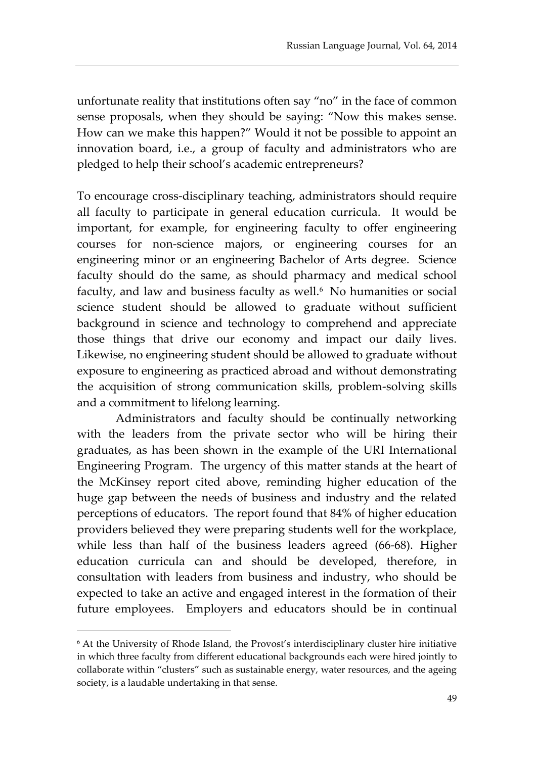unfortunate reality that institutions often say "no" in the face of common sense proposals, when they should be saying: "Now this makes sense. How can we make this happen?" Would it not be possible to appoint an innovation board, i.e., a group of faculty and administrators who are pledged to help their school's academic entrepreneurs?

To encourage cross-disciplinary teaching, administrators should require all faculty to participate in general education curricula. It would be important, for example, for engineering faculty to offer engineering courses for non-science majors, or engineering courses for an engineering minor or an engineering Bachelor of Arts degree. Science faculty should do the same, as should pharmacy and medical school faculty, and law and business faculty as well.[6] No humanities or social science student should be allowed to graduate without sufficient background in science and technology to comprehend and appreciate those things that drive our economy and impact our daily lives. Likewise, no engineering student should be allowed to graduate without exposure to engineering as practiced abroad and without demonstrating the acquisition of strong communication skills, problem-solving skills and a commitment to lifelong learning.

Administrators and faculty should be continually networking with the leaders from the private sector who will be hiring their graduates, as has been shown in the example of the URI International Engineering Program. The urgency of this matter stands at the heart of the McKinsey report cited above, reminding higher education of the huge gap between the needs of business and industry and the related perceptions of educators. The report found that 84% of higher education providers believed they were preparing students well for the workplace, while less than half of the business leaders agreed (66-68). Higher education curricula can and should be developed, therefore, in consultation with leaders from business and industry, who should be expected to take an active and engaged interest in the formation of their future employees. Employers and educators should be in continual

[6] At the University of Rhode Island, the Provost's interdisciplinary cluster hire initiative in which three faculty from different educational backgrounds each were hired jointly to collaborate within "clusters" such as sustainable energy, water resources, and the ageing society, is a laudable undertaking in that sense.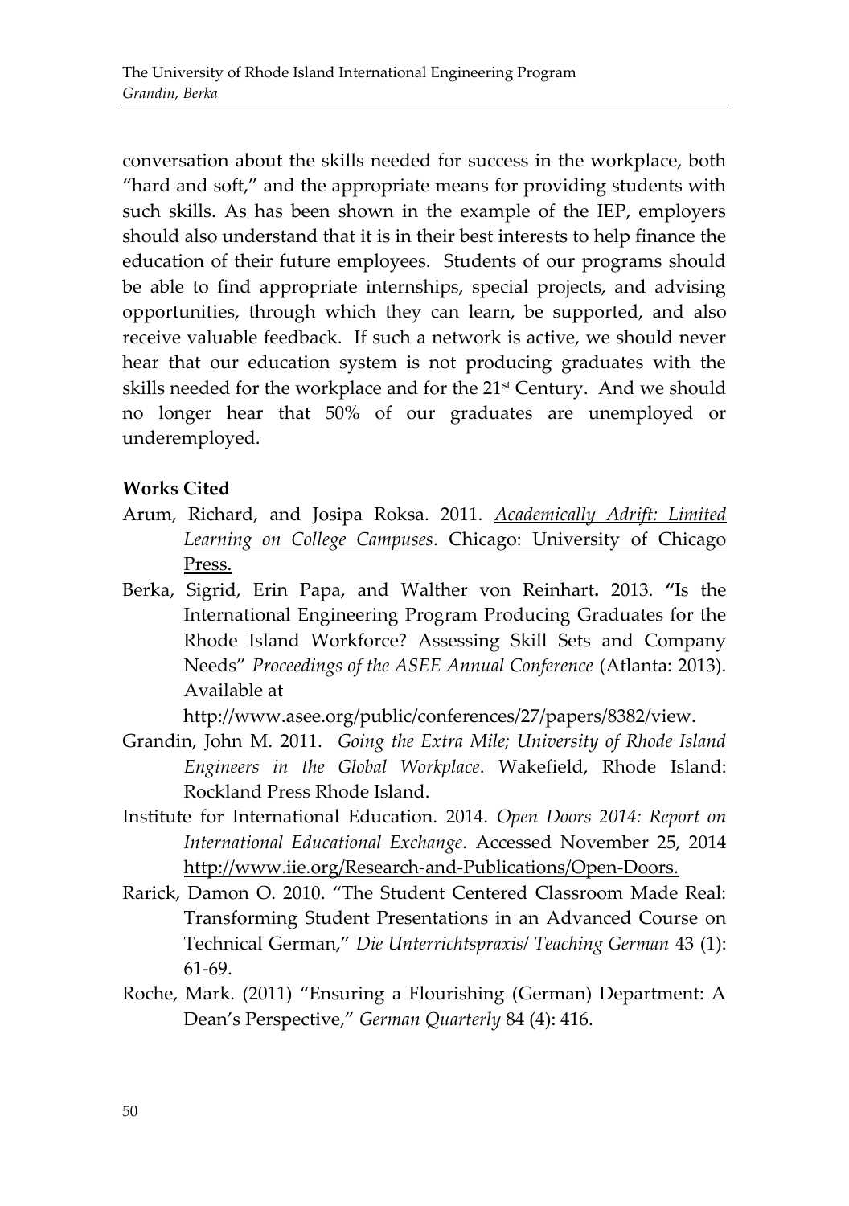conversation about the skills needed for success in the workplace, both "hard and soft," and the appropriate means for providing students with such skills. As has been shown in the example of the IEP, employers should also understand that it is in their best interests to help finance the education of their future employees. Students of our programs should be able to find appropriate internships, special projects, and advising opportunities, through which they can learn, be supported, and also receive valuable feedback. If such a network is active, we should never hear that our education system is not producing graduates with the skills needed for the workplace and for the 21st Century. And we should no longer hear that 50% of our graduates are unemployed or underemployed.

**Works Cited**

Arum, Richard, and Josipa Roksa. 2011. *Academically Adrift: Limited Learning on College Campuses*. Chicago: University of Chicago Press.

Berka, Sigrid, Erin Papa, and Walther von Reinhart**.** 2013. **"**Is the International Engineering Program Producing Graduates for the Rhode Island Workforce? Assessing Skill Sets and Company Needs" *Proceedings of the ASEE Annual Conference* (Atlanta: 2013). Available at http://www.asee.org/public/conferences/27/papers/8382/view.

Grandin, John M. 2011. *Going the Extra Mile; University of Rhode Island Engineers in the Global Workplace*. Wakefield, Rhode Island: Rockland Press Rhode Island.

Institute for International Education. 2014. *Open Doors 2014: Report on International Educational Exchange*. Accessed November 25, 2014 http://www.iie.org/Research-and-Publications/Open-Doors.

Rarick, Damon O. 2010. "The Student Centered Classroom Made Real: Transforming Student Presentations in an Advanced Course on Technical German," *Die Unterrichtspraxis/ Teaching German* 43 (1): 61-69.

Roche, Mark. (2011) "Ensuring a Flourishing (German) Department: A Dean's Perspective," *German Quarterly* 84 (4): 416.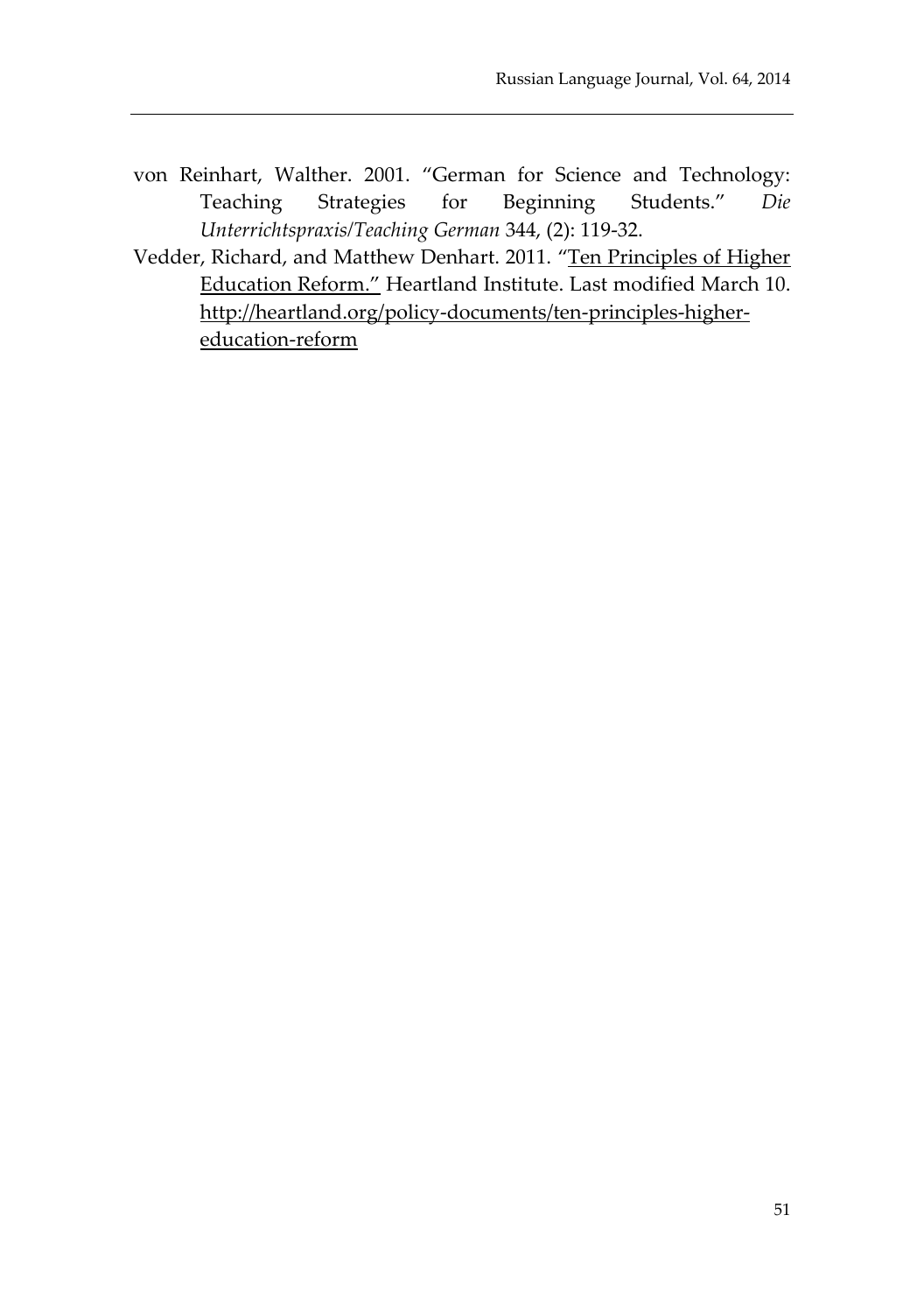von Reinhart, Walther. 2001. "German for Science and Technology: Teaching Strategies for Beginning Students." *Die Unterrichtspraxis/Teaching German* 344, (2): 119-32.

Vedder, Richard, and Matthew Denhart. 2011. "Ten Principles of Higher Education Reform." Heartland Institute. Last modified March 10. http://heartland.org/policy-documents/ten-principles-higher-education-reform